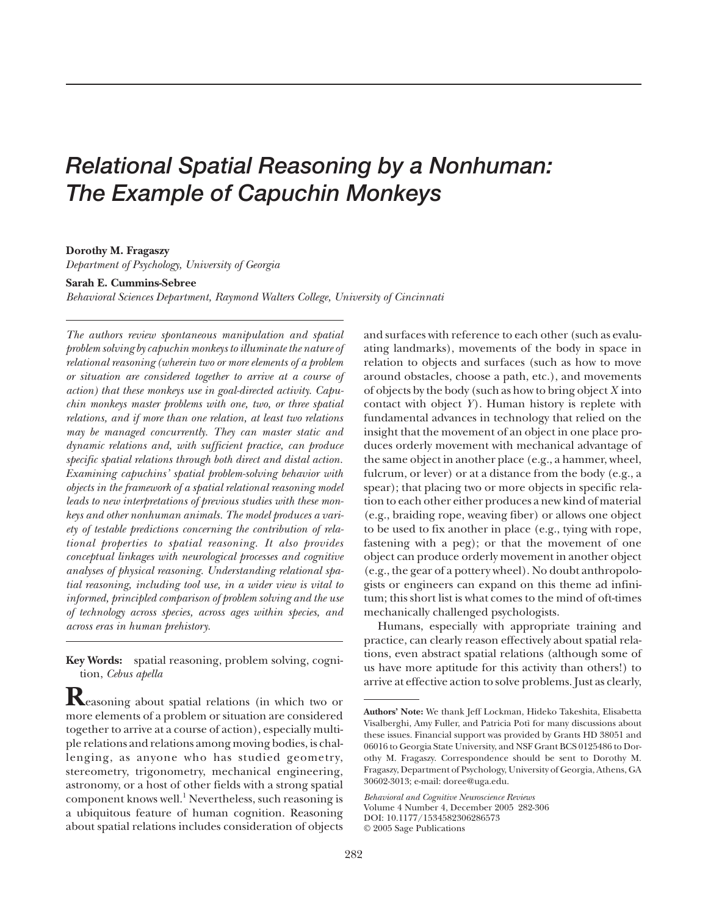# *Relational Spatial Reasoning by a Nonhuman: The Example of Capuchin Monkeys*

**Dorothy M. Fragaszy**
*Department of Psychology, University of Georgia*

**Sarah E. Cummins-Sebree**
*Behavioral Sciences Department, Raymond Walters College, University of Cincinnati*

*The authors review spontaneous manipulation and spatial problem solving by capuchin monkeys to illuminate the nature of relational reasoning (wherein two or more elements of a problem or situation are considered together to arrive at a course of action) that these monkeys use in goal-directed activity. Capuchin monkeys master problems with one, two, or three spatial relations, and if more than one relation, at least two relations may be managed concurrently. They can master static and dynamic relations and, with sufficient practice, can produce specific spatial relations through both direct and distal action. Examining capuchins' spatial problem-solving behavior with objects in the framework of a spatial relational reasoning model leads to new interpretations of previous studies with these monkeys and other nonhuman animals. The model produces a variety of testable predictions concerning the contribution of relational properties to spatial reasoning. It also provides conceptual linkages with neurological processes and cognitive analyses of physical reasoning. Understanding relational spatial reasoning, including tool use, in a wider view is vital to informed, principled comparison of problem solving and the use of technology across species, across ages within species, and across eras in human prehistory.*

**Key Words:** spatial reasoning, problem solving, cognition, *Cebus apella*

**R**easoning about spatial relations (in which two or more elements of a problem or situation are considered together to arrive at a course of action), especially multiple relations and relations among moving bodies, is challenging, as anyone who has studied geometry, stereometry, trigonometry, mechanical engineering, astronomy, or a host of other fields with a strong spatial component knows well.[1] Nevertheless, such reasoning is a ubiquitous feature of human cognition. Reasoning about spatial relations includes consideration of objects and surfaces with reference to each other (such as evaluating landmarks), movements of the body in space in relation to objects and surfaces (such as how to move around obstacles, choose a path, etc.), and movements of objects by the body (such as how to bring object *X* into contact with object *Y*). Human history is replete with fundamental advances in technology that relied on the insight that the movement of an object in one place produces orderly movement with mechanical advantage of the same object in another place (e.g., a hammer, wheel, fulcrum, or lever) or at a distance from the body (e.g., a spear); that placing two or more objects in specific relation to each other either produces a new kind of material (e.g., braiding rope, weaving fiber) or allows one object to be used to fix another in place (e.g., tying with rope, fastening with a peg); or that the movement of one object can produce orderly movement in another object (e.g., the gear of a pottery wheel). No doubt anthropologists or engineers can expand on this theme ad infinitum; this short list is what comes to the mind of oft-times mechanically challenged psychologists.

Humans, especially with appropriate training and practice, can clearly reason effectively about spatial relations, even abstract spatial relations (although some of us have more aptitude for this activity than others!) to arrive at effective action to solve problems. Just as clearly,

**Authors' Note:** We thank Jeff Lockman, Hideko Takeshita, Elisabetta Visalberghi, Amy Fuller, and Patricia Potì for many discussions about these issues. Financial support was provided by Grants HD 38051 and 06016 to Georgia State University, and NSF Grant BCS 0125486 to Dorothy M. Fragaszy. Correspondence should be sent to Dorothy M. Fragaszy, Department of Psychology, University of Georgia, Athens, GA 30602-3013; e-mail: doree@uga.edu.

*Behavioral and Cognitive Neuroscience Reviews*
Volume 4 Number 4, December 2005 282-306
DOI: 10.1177/1534582306286573
© 2005 Sage Publications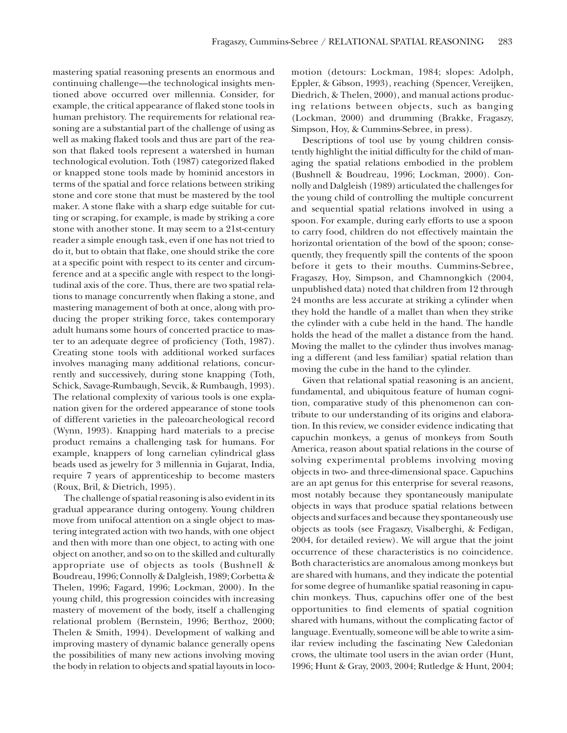mastering spatial reasoning presents an enormous and continuing challenge—the technological insights mentioned above occurred over millennia. Consider, for example, the critical appearance of flaked stone tools in human prehistory. The requirements for relational reasoning are a substantial part of the challenge of using as well as making flaked tools and thus are part of the reason that flaked tools represent a watershed in human technological evolution. Toth (1987) categorized flaked or knapped stone tools made by hominid ancestors in terms of the spatial and force relations between striking stone and core stone that must be mastered by the tool maker. A stone flake with a sharp edge suitable for cutting or scraping, for example, is made by striking a core stone with another stone. It may seem to a 21st-century reader a simple enough task, even if one has not tried to do it, but to obtain that flake, one should strike the core at a specific point with respect to its center and circumference and at a specific angle with respect to the longitudinal axis of the core. Thus, there are two spatial relations to manage concurrently when flaking a stone, and mastering management of both at once, along with producing the proper striking force, takes contemporary adult humans some hours of concerted practice to master to an adequate degree of proficiency (Toth, 1987). Creating stone tools with additional worked surfaces involves managing many additional relations, concurrently and successively, during stone knapping (Toth, Schick, Savage-Rumbaugh, Sevcik, & Rumbaugh, 1993). The relational complexity of various tools is one explanation given for the ordered appearance of stone tools of different varieties in the paleoarcheological record (Wynn, 1993). Knapping hard materials to a precise product remains a challenging task for humans. For example, knappers of long carnelian cylindrical glass beads used as jewelry for 3 millennia in Gujarat, India, require 7 years of apprenticeship to become masters (Roux, Bril, & Dietrich, 1995).

The challenge of spatial reasoning is also evident in its gradual appearance during ontogeny. Young children move from unifocal attention on a single object to mastering integrated action with two hands, with one object and then with more than one object, to acting with one object on another, and so on to the skilled and culturally appropriate use of objects as tools (Bushnell & Boudreau, 1996; Connolly & Dalgleish, 1989; Corbetta & Thelen, 1996; Fagard, 1996; Lockman, 2000). In the young child, this progression coincides with increasing mastery of movement of the body, itself a challenging relational problem (Bernstein, 1996; Berthoz, 2000; Thelen & Smith, 1994). Development of walking and improving mastery of dynamic balance generally opens the possibilities of many new actions involving moving the body in relation to objects and spatial layouts in locomotion (detours: Lockman, 1984; slopes: Adolph, Eppler, & Gibson, 1993), reaching (Spencer, Vereijken, Diedrich, & Thelen, 2000), and manual actions producing relations between objects, such as banging (Lockman, 2000) and drumming (Brakke, Fragaszy, Simpson, Hoy, & Cummins-Sebree, in press).

Descriptions of tool use by young children consistently highlight the initial difficulty for the child of managing the spatial relations embodied in the problem (Bushnell & Boudreau, 1996; Lockman, 2000). Connolly and Dalgleish (1989) articulated the challenges for the young child of controlling the multiple concurrent and sequential spatial relations involved in using a spoon. For example, during early efforts to use a spoon to carry food, children do not effectively maintain the horizontal orientation of the bowl of the spoon; consequently, they frequently spill the contents of the spoon before it gets to their mouths. Cummins-Sebree, Fragaszy, Hoy, Simpson, and Chamnongkich (2004, unpublished data) noted that children from 12 through 24 months are less accurate at striking a cylinder when they hold the handle of a mallet than when they strike the cylinder with a cube held in the hand. The handle holds the head of the mallet a distance from the hand. Moving the mallet to the cylinder thus involves managing a different (and less familiar) spatial relation than moving the cube in the hand to the cylinder.

Given that relational spatial reasoning is an ancient, fundamental, and ubiquitous feature of human cognition, comparative study of this phenomenon can contribute to our understanding of its origins and elaboration. In this review, we consider evidence indicating that capuchin monkeys, a genus of monkeys from South America, reason about spatial relations in the course of solving experimental problems involving moving objects in two- and three-dimensional space. Capuchins are an apt genus for this enterprise for several reasons, most notably because they spontaneously manipulate objects in ways that produce spatial relations between objects and surfaces and because they spontaneously use objects as tools (see Fragaszy, Visalberghi, & Fedigan, 2004, for detailed review). We will argue that the joint occurrence of these characteristics is no coincidence. Both characteristics are anomalous among monkeys but are shared with humans, and they indicate the potential for some degree of humanlike spatial reasoning in capuchin monkeys. Thus, capuchins offer one of the best opportunities to find elements of spatial cognition shared with humans, without the complicating factor of language. Eventually, someone will be able to write a similar review including the fascinating New Caledonian crows, the ultimate tool users in the avian order (Hunt, 1996; Hunt & Gray, 2003, 2004; Rutledge & Hunt, 2004;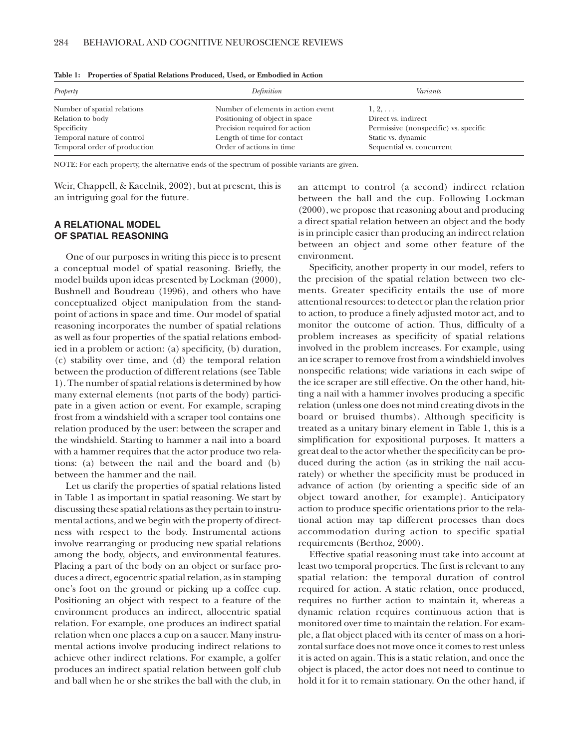**Table 1: Properties of Spatial Relations Produced, Used, or Embodied in Action**

| *Property* | *Definition* | *Variants* |
|---|---|---|
| Number of spatial relations | Number of elements in action event | 1, 2, . . . |
| Relation to body | Positioning of object in space | Direct vs. indirect |
| Specificity | Precision required for action | Permissive (nonspecific) vs. specific |
| Temporal nature of control | Length of time for contact | Static vs. dynamic |
| Temporal order of production | Order of actions in time | Sequential vs. concurrent |

NOTE: For each property, the alternative ends of the spectrum of possible variants are given.

Weir, Chappell, & Kacelnik, 2002), but at present, this is an intriguing goal for the future.

## A RELATIONAL MODEL OF SPATIAL REASONING

One of our purposes in writing this piece is to present a conceptual model of spatial reasoning. Briefly, the model builds upon ideas presented by Lockman (2000), Bushnell and Boudreau (1996), and others who have conceptualized object manipulation from the standpoint of actions in space and time. Our model of spatial reasoning incorporates the number of spatial relations as well as four properties of the spatial relations embodied in a problem or action: (a) specificity, (b) duration, (c) stability over time, and (d) the temporal relation between the production of different relations (see Table 1). The number of spatial relations is determined by how many external elements (not parts of the body) participate in a given action or event. For example, scraping frost from a windshield with a scraper tool contains one relation produced by the user: between the scraper and the windshield. Starting to hammer a nail into a board with a hammer requires that the actor produce two relations: (a) between the nail and the board and (b) between the hammer and the nail.

Let us clarify the properties of spatial relations listed in Table 1 as important in spatial reasoning. We start by discussing these spatial relations as they pertain to instrumental actions, and we begin with the property of directness with respect to the body. Instrumental actions involve rearranging or producing new spatial relations among the body, objects, and environmental features. Placing a part of the body on an object or surface produces a direct, egocentric spatial relation, as in stamping one's foot on the ground or picking up a coffee cup. Positioning an object with respect to a feature of the environment produces an indirect, allocentric spatial relation. For example, one produces an indirect spatial relation when one places a cup on a saucer. Many instrumental actions involve producing indirect relations to achieve other indirect relations. For example, a golfer produces an indirect spatial relation between golf club and ball when he or she strikes the ball with the club, in an attempt to control (a second) indirect relation between the ball and the cup. Following Lockman (2000), we propose that reasoning about and producing a direct spatial relation between an object and the body is in principle easier than producing an indirect relation between an object and some other feature of the environment.

Specificity, another property in our model, refers to the precision of the spatial relation between two elements. Greater specificity entails the use of more attentional resources: to detect or plan the relation prior to action, to produce a finely adjusted motor act, and to monitor the outcome of action. Thus, difficulty of a problem increases as specificity of spatial relations involved in the problem increases. For example, using an ice scraper to remove frost from a windshield involves nonspecific relations; wide variations in each swipe of the ice scraper are still effective. On the other hand, hitting a nail with a hammer involves producing a specific relation (unless one does not mind creating divots in the board or bruised thumbs). Although specificity is treated as a unitary binary element in Table 1, this is a simplification for expositional purposes. It matters a great deal to the actor whether the specificity can be produced during the action (as in striking the nail accurately) or whether the specificity must be produced in advance of action (by orienting a specific side of an object toward another, for example). Anticipatory action to produce specific orientations prior to the relational action may tap different processes than does accommodation during action to specific spatial requirements (Berthoz, 2000).

Effective spatial reasoning must take into account at least two temporal properties. The first is relevant to any spatial relation: the temporal duration of control required for action. A static relation, once produced, requires no further action to maintain it, whereas a dynamic relation requires continuous action that is monitored over time to maintain the relation. For example, a flat object placed with its center of mass on a horizontal surface does not move once it comes to rest unless it is acted on again. This is a static relation, and once the object is placed, the actor does not need to continue to hold it for it to remain stationary. On the other hand, if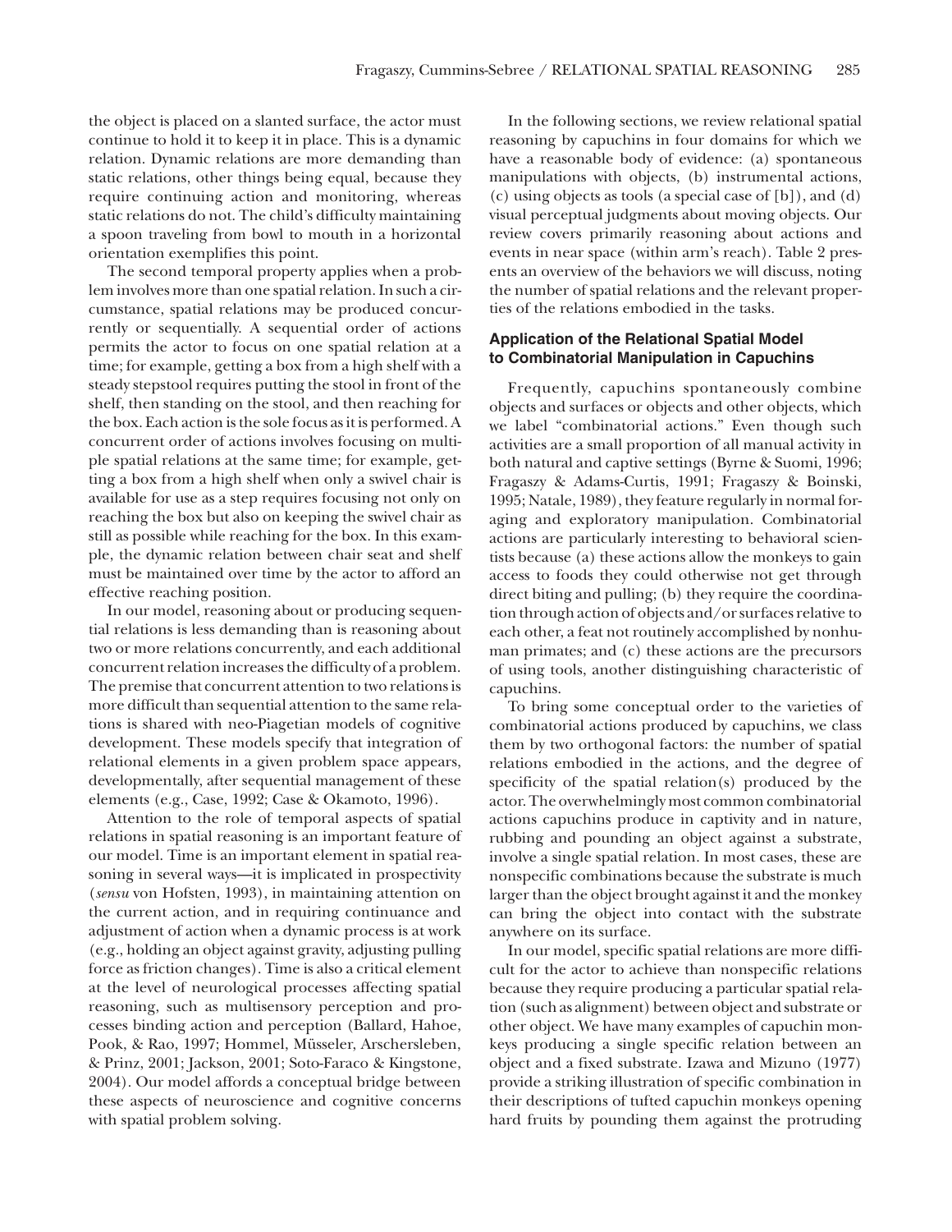the object is placed on a slanted surface, the actor must continue to hold it to keep it in place. This is a dynamic relation. Dynamic relations are more demanding than static relations, other things being equal, because they require continuing action and monitoring, whereas static relations do not. The child's difficulty maintaining a spoon traveling from bowl to mouth in a horizontal orientation exemplifies this point.

The second temporal property applies when a problem involves more than one spatial relation. In such a circumstance, spatial relations may be produced concurrently or sequentially. A sequential order of actions permits the actor to focus on one spatial relation at a time; for example, getting a box from a high shelf with a steady stepstool requires putting the stool in front of the shelf, then standing on the stool, and then reaching for the box. Each action is the sole focus as it is performed. A concurrent order of actions involves focusing on multiple spatial relations at the same time; for example, getting a box from a high shelf when only a swivel chair is available for use as a step requires focusing not only on reaching the box but also on keeping the swivel chair as still as possible while reaching for the box. In this example, the dynamic relation between chair seat and shelf must be maintained over time by the actor to afford an effective reaching position.

In our model, reasoning about or producing sequential relations is less demanding than is reasoning about two or more relations concurrently, and each additional concurrent relation increases the difficulty of a problem. The premise that concurrent attention to two relations is more difficult than sequential attention to the same relations is shared with neo-Piagetian models of cognitive development. These models specify that integration of relational elements in a given problem space appears, developmentally, after sequential management of these elements (e.g., Case, 1992; Case & Okamoto, 1996).

Attention to the role of temporal aspects of spatial relations in spatial reasoning is an important feature of our model. Time is an important element in spatial reasoning in several ways—it is implicated in prospectivity (*sensu* von Hofsten, 1993), in maintaining attention on the current action, and in requiring continuance and adjustment of action when a dynamic process is at work (e.g., holding an object against gravity, adjusting pulling force as friction changes). Time is also a critical element at the level of neurological processes affecting spatial reasoning, such as multisensory perception and processes binding action and perception (Ballard, Hahoe, Pook, & Rao, 1997; Hommel, Müsseler, Arschersleben, & Prinz, 2001; Jackson, 2001; Soto-Faraco & Kingstone, 2004). Our model affords a conceptual bridge between these aspects of neuroscience and cognitive concerns with spatial problem solving.

In the following sections, we review relational spatial reasoning by capuchins in four domains for which we have a reasonable body of evidence: (a) spontaneous manipulations with objects, (b) instrumental actions, (c) using objects as tools (a special case of [b]), and (d) visual perceptual judgments about moving objects. Our review covers primarily reasoning about actions and events in near space (within arm's reach). Table 2 presents an overview of the behaviors we will discuss, noting the number of spatial relations and the relevant properties of the relations embodied in the tasks.

### Application of the Relational Spatial Model to Combinatorial Manipulation in Capuchins

Frequently, capuchins spontaneously combine objects and surfaces or objects and other objects, which we label "combinatorial actions." Even though such activities are a small proportion of all manual activity in both natural and captive settings (Byrne & Suomi, 1996; Fragaszy & Adams-Curtis, 1991; Fragaszy & Boinski, 1995; Natale, 1989), they feature regularly in normal foraging and exploratory manipulation. Combinatorial actions are particularly interesting to behavioral scientists because (a) these actions allow the monkeys to gain access to foods they could otherwise not get through direct biting and pulling; (b) they require the coordination through action of objects and/or surfaces relative to each other, a feat not routinely accomplished by nonhuman primates; and (c) these actions are the precursors of using tools, another distinguishing characteristic of capuchins.

To bring some conceptual order to the varieties of combinatorial actions produced by capuchins, we class them by two orthogonal factors: the number of spatial relations embodied in the actions, and the degree of specificity of the spatial relation(s) produced by the actor. The overwhelmingly most common combinatorial actions capuchins produce in captivity and in nature, rubbing and pounding an object against a substrate, involve a single spatial relation. In most cases, these are nonspecific combinations because the substrate is much larger than the object brought against it and the monkey can bring the object into contact with the substrate anywhere on its surface.

In our model, specific spatial relations are more difficult for the actor to achieve than nonspecific relations because they require producing a particular spatial relation (such as alignment) between object and substrate or other object. We have many examples of capuchin monkeys producing a single specific relation between an object and a fixed substrate. Izawa and Mizuno (1977) provide a striking illustration of specific combination in their descriptions of tufted capuchin monkeys opening hard fruits by pounding them against the protruding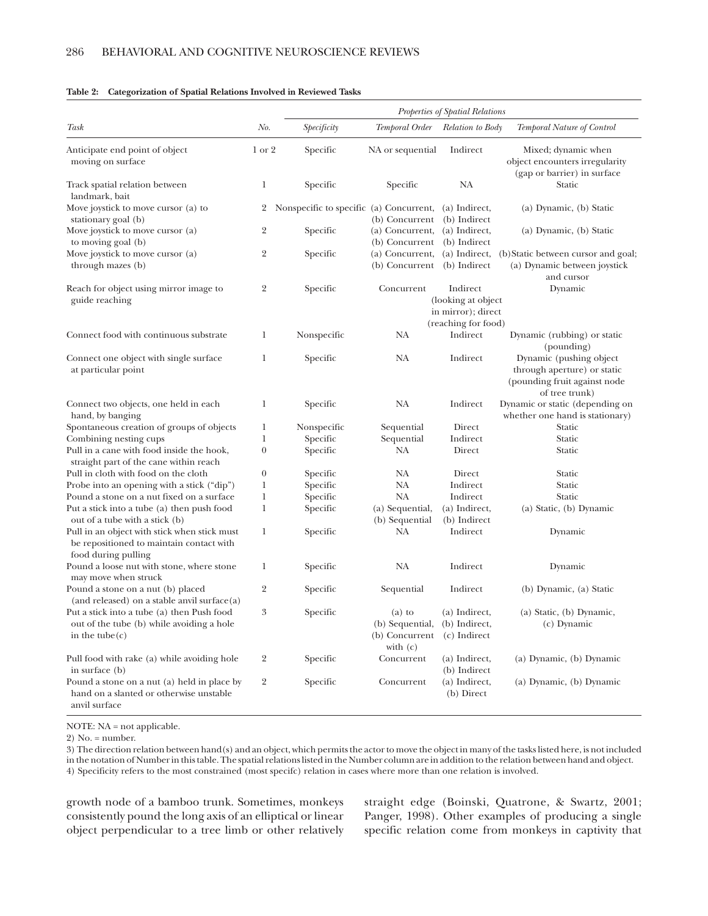**Table 2: Categorization of Spatial Relations Involved in Reviewed Tasks**

| | | *Properties of Spatial Relations* | | | |
|---|---|---|---|---|---|
| *Task* | *No.* | *Specificity* | *Temporal Order* | *Relation to Body* | *Temporal Nature of Control* |
| Anticipate end point of object moving on surface | 1 or 2 | Specific | NA or sequential | Indirect | Mixed; dynamic when object encounters irregularity (gap or barrier) in surface |
| Track spatial relation between landmark, bait | 1 | Specific | Specific | NA | Static |
| Move joystick to move cursor (a) to stationary goal (b) | 2 | Nonspecific to specific | (a) Concurrent, (b) Concurrent | (a) Indirect, (b) Indirect | (a) Dynamic, (b) Static |
| Move joystick to move cursor (a) to moving goal (b) | 2 | Specific | (a) Concurrent, (b) Concurrent | (a) Indirect, (b) Indirect | (a) Dynamic, (b) Static |
| Move joystick to move cursor (a) through mazes (b) | 2 | Specific | (a) Concurrent, (b) Concurrent | (a) Indirect, (b) Indirect | (b) Static between cursor and goal; (a) Dynamic between joystick and cursor |
| Reach for object using mirror image to guide reaching | 2 | Specific | Concurrent | Indirect (looking at object in mirror); direct (reaching for food) | Dynamic |
| Connect food with continuous substrate | 1 | Nonspecific | NA | Indirect | Dynamic (rubbing) or static (pounding) |
| Connect one object with single surface at particular point | 1 | Specific | NA | Indirect | Dynamic (pushing object through aperture) or static (pounding fruit against node of tree trunk) |
| Connect two objects, one held in each hand, by banging | 1 | Specific | NA | Indirect | Dynamic or static (depending on whether one hand is stationary) |
| Spontaneous creation of groups of objects | 1 | Nonspecific | Sequential | Direct | Static |
| Combining nesting cups | 1 | Specific | Sequential | Indirect | Static |
| Pull in a cane with food inside the hook, straight part of the cane within reach | 0 | Specific | NA | Direct | Static |
| Pull in cloth with food on the cloth | 0 | Specific | NA | Direct | Static |
| Probe into an opening with a stick ("dip") | 1 | Specific | NA | Indirect | Static |
| Pound a stone on a nut fixed on a surface | 1 | Specific | NA | Indirect | Static |
| Put a stick into a tube (a) then push food out of a tube with a stick (b) | 1 | Specific | (a) Sequential, (b) Sequential | (a) Indirect, (b) Indirect | (a) Static, (b) Dynamic |
| Pull in an object with stick when stick must be repositioned to maintain contact with food during pulling | 1 | Specific | NA | Indirect | Dynamic |
| Pound a loose nut with stone, where stone may move when struck | 1 | Specific | NA | Indirect | Dynamic |
| Pound a stone on a nut (b) placed (and released) on a stable anvil surface(a) | 2 | Specific | Sequential | Indirect | (b) Dynamic, (a) Static |
| Put a stick into a tube (a) then Push food out of the tube (b) while avoiding a hole in the tube(c) | 3 | Specific | (a) to (b) Sequential, (b) Concurrent with (c) | (a) Indirect, (b) Indirect, (c) Indirect | (a) Static, (b) Dynamic, (c) Dynamic |
| Pull food with rake (a) while avoiding hole in surface (b) | 2 | Specific | Concurrent | (a) Indirect, (b) Indirect | (a) Dynamic, (b) Dynamic |
| Pound a stone on a nut (a) held in place by hand on a slanted or otherwise unstable anvil surface | 2 | Specific | Concurrent | (a) Indirect, (b) Direct | (a) Dynamic, (b) Dynamic |

NOTE: NA = not applicable.

2) No. = number.

3) The direction relation between hand(s) and an object, which permits the actor to move the object in many of the tasks listed here, is not included in the notation of Number in this table. The spatial relations listed in the Number column are in addition to the relation between hand and object.

4) Specificity refers to the most constrained (most specifc) relation in cases where more than one relation is involved.

growth node of a bamboo trunk. Sometimes, monkeys consistently pound the long axis of an elliptical or linear object perpendicular to a tree limb or other relatively straight edge (Boinski, Quatrone, & Swartz, 2001; Panger, 1998). Other examples of producing a single specific relation come from monkeys in captivity that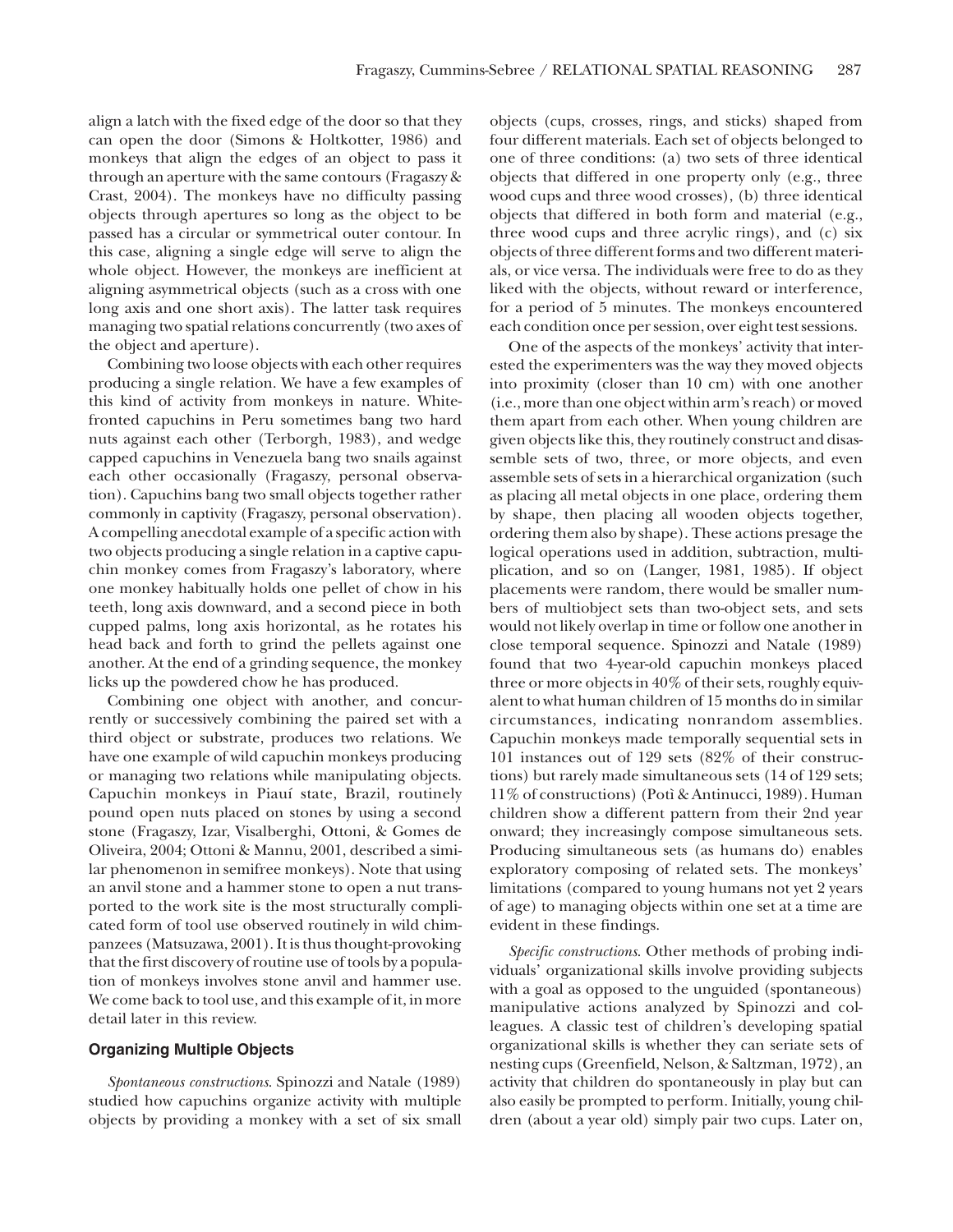align a latch with the fixed edge of the door so that they can open the door (Simons & Holtkotter, 1986) and monkeys that align the edges of an object to pass it through an aperture with the same contours (Fragaszy & Crast, 2004). The monkeys have no difficulty passing objects through apertures so long as the object to be passed has a circular or symmetrical outer contour. In this case, aligning a single edge will serve to align the whole object. However, the monkeys are inefficient at aligning asymmetrical objects (such as a cross with one long axis and one short axis). The latter task requires managing two spatial relations concurrently (two axes of the object and aperture).

Combining two loose objects with each other requires producing a single relation. We have a few examples of this kind of activity from monkeys in nature. White-fronted capuchins in Peru sometimes bang two hard nuts against each other (Terborgh, 1983), and wedge capped capuchins in Venezuela bang two snails against each other occasionally (Fragaszy, personal observation). Capuchins bang two small objects together rather commonly in captivity (Fragaszy, personal observation). A compelling anecdotal example of a specific action with two objects producing a single relation in a captive capuchin monkey comes from Fragaszy's laboratory, where one monkey habitually holds one pellet of chow in his teeth, long axis downward, and a second piece in both cupped palms, long axis horizontal, as he rotates his head back and forth to grind the pellets against one another. At the end of a grinding sequence, the monkey licks up the powdered chow he has produced.

Combining one object with another, and concurrently or successively combining the paired set with a third object or substrate, produces two relations. We have one example of wild capuchin monkeys producing or managing two relations while manipulating objects. Capuchin monkeys in Piauí state, Brazil, routinely pound open nuts placed on stones by using a second stone (Fragaszy, Izar, Visalberghi, Ottoni, & Gomes de Oliveira, 2004; Ottoni & Mannu, 2001, described a similar phenomenon in semifree monkeys). Note that using an anvil stone and a hammer stone to open a nut transported to the work site is the most structurally complicated form of tool use observed routinely in wild chimpanzees (Matsuzawa, 2001). It is thus thought-provoking that the first discovery of routine use of tools by a population of monkeys involves stone anvil and hammer use. We come back to tool use, and this example of it, in more detail later in this review.

### Organizing Multiple Objects

*Spontaneous constructions*. Spinozzi and Natale (1989) studied how capuchins organize activity with multiple objects by providing a monkey with a set of six small objects (cups, crosses, rings, and sticks) shaped from four different materials. Each set of objects belonged to one of three conditions: (a) two sets of three identical objects that differed in one property only (e.g., three wood cups and three wood crosses), (b) three identical objects that differed in both form and material (e.g., three wood cups and three acrylic rings), and (c) six objects of three different forms and two different materials, or vice versa. The individuals were free to do as they liked with the objects, without reward or interference, for a period of 5 minutes. The monkeys encountered each condition once per session, over eight test sessions.

One of the aspects of the monkeys' activity that interested the experimenters was the way they moved objects into proximity (closer than 10 cm) with one another (i.e., more than one object within arm's reach) or moved them apart from each other. When young children are given objects like this, they routinely construct and disassemble sets of two, three, or more objects, and even assemble sets of sets in a hierarchical organization (such as placing all metal objects in one place, ordering them by shape, then placing all wooden objects together, ordering them also by shape). These actions presage the logical operations used in addition, subtraction, multiplication, and so on (Langer, 1981, 1985). If object placements were random, there would be smaller numbers of multiobject sets than two-object sets, and sets would not likely overlap in time or follow one another in close temporal sequence. Spinozzi and Natale (1989) found that two 4-year-old capuchin monkeys placed three or more objects in 40% of their sets, roughly equivalent to what human children of 15 months do in similar circumstances, indicating nonrandom assemblies. Capuchin monkeys made temporally sequential sets in 101 instances out of 129 sets (82% of their constructions) but rarely made simultaneous sets (14 of 129 sets; 11% of constructions) (Potì & Antinucci, 1989). Human children show a different pattern from their 2nd year onward; they increasingly compose simultaneous sets. Producing simultaneous sets (as humans do) enables exploratory composing of related sets. The monkeys' limitations (compared to young humans not yet 2 years of age) to managing objects within one set at a time are evident in these findings.

*Specific constructions*. Other methods of probing individuals' organizational skills involve providing subjects with a goal as opposed to the unguided (spontaneous) manipulative actions analyzed by Spinozzi and colleagues. A classic test of children's developing spatial organizational skills is whether they can seriate sets of nesting cups (Greenfield, Nelson, & Saltzman, 1972), an activity that children do spontaneously in play but can also easily be prompted to perform. Initially, young children (about a year old) simply pair two cups. Later on,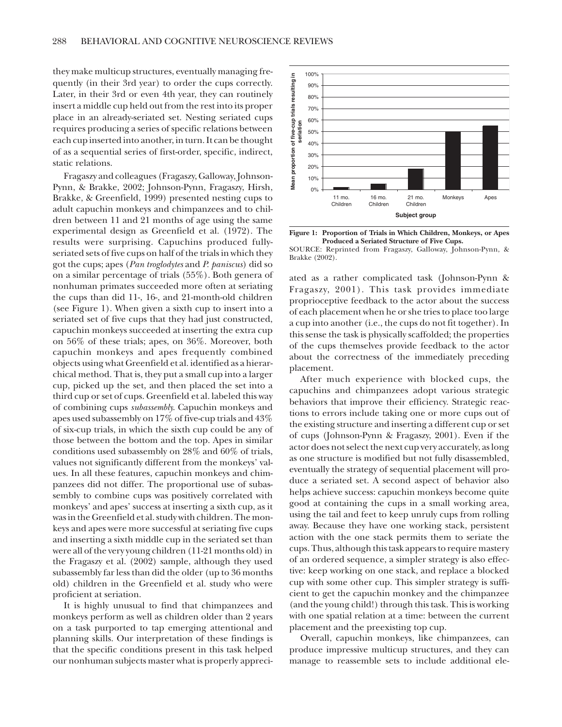they make multicup structures, eventually managing frequently (in their 3rd year) to order the cups correctly. Later, in their 3rd or even 4th year, they can routinely insert a middle cup held out from the rest into its proper place in an already-seriated set. Nesting seriated cups requires producing a series of specific relations between each cup inserted into another, in turn. It can be thought of as a sequential series of first-order, specific, indirect, static relations.

Fragaszy and colleagues (Fragaszy, Galloway, Johnson-Pynn, & Brakke, 2002; Johnson-Pynn, Fragaszy, Hirsh, Brakke, & Greenfield, 1999) presented nesting cups to adult capuchin monkeys and chimpanzees and to children between 11 and 21 months of age using the same experimental design as Greenfield et al. (1972). The results were surprising. Capuchins produced fully-seriated sets of five cups on half of the trials in which they got the cups; apes (*Pan troglodytes* and *P. paniscus*) did so on a similar percentage of trials (55%). Both genera of nonhuman primates succeeded more often at seriating the cups than did 11-, 16-, and 21-month-old children (see Figure 1). When given a sixth cup to insert into a seriated set of five cups that they had just constructed, capuchin monkeys succeeded at inserting the extra cup on 56% of these trials; apes, on 36%. Moreover, both capuchin monkeys and apes frequently combined objects using what Greenfield et al. identified as a hierarchical method. That is, they put a small cup into a larger cup, picked up the set, and then placed the set into a third cup or set of cups. Greenfield et al. labeled this way of combining cups *subassembly*. Capuchin monkeys and apes used subassembly on 17% of five-cup trials and 43% of six-cup trials, in which the sixth cup could be any of those between the bottom and the top. Apes in similar conditions used subassembly on 28% and 60% of trials, values not significantly different from the monkeys' values. In all these features, capuchin monkeys and chimpanzees did not differ. The proportional use of subassembly to combine cups was positively correlated with monkeys' and apes' success at inserting a sixth cup, as it was in the Greenfield et al. study with children. The monkeys and apes were more successful at seriating five cups and inserting a sixth middle cup in the seriated set than were all of the very young children (11-21 months old) in the Fragaszy et al. (2002) sample, although they used subassembly far less than did the older (up to 36 months old) children in the Greenfield et al. study who were proficient at seriation.

It is highly unusual to find that chimpanzees and monkeys perform as well as children older than 2 years on a task purported to tap emerging attentional and planning skills. Our interpretation of these findings is that the specific conditions present in this task helped our nonhuman subjects master what is properly appreciated as a rather complicated task (Johnson-Pynn & Fragaszy, 2001). This task provides immediate proprioceptive feedback to the actor about the success of each placement when he or she tries to place too large a cup into another (i.e., the cups do not fit together). In this sense the task is physically scaffolded; the properties of the cups themselves provide feedback to the actor about the correctness of the immediately preceding placement.

Mean proportion of five-cup trials resulting in seriation

100%
90%
80%
70%
60%
50%
40%
30%
20%
10%
0%

11 mo. Children
16 mo. Children
21 mo. Children
Monkeys
Apes

Subject group

**Figure 1: Proportion of Trials in Which Children, Monkeys, or Apes Produced a Seriated Structure of Five Cups.**
SOURCE: Reprinted from Fragaszy, Galloway, Johnson-Pynn, & Brakke (2002).

After much experience with blocked cups, the capuchins and chimpanzees adopt various strategic behaviors that improve their efficiency. Strategic reactions to errors include taking one or more cups out of the existing structure and inserting a different cup or set of cups (Johnson-Pynn & Fragaszy, 2001). Even if the actor does not select the next cup very accurately, as long as one structure is modified but not fully disassembled, eventually the strategy of sequential placement will produce a seriated set. A second aspect of behavior also helps achieve success: capuchin monkeys become quite good at containing the cups in a small working area, using the tail and feet to keep unruly cups from rolling away. Because they have one working stack, persistent action with the one stack permits them to seriate the cups. Thus, although this task appears to require mastery of an ordered sequence, a simpler strategy is also effective: keep working on one stack, and replace a blocked cup with some other cup. This simpler strategy is sufficient to get the capuchin monkey and the chimpanzee (and the young child!) through this task. This is working with one spatial relation at a time: between the current placement and the preexisting top cup.

Overall, capuchin monkeys, like chimpanzees, can produce impressive multicup structures, and they can manage to reassemble sets to include additional ele-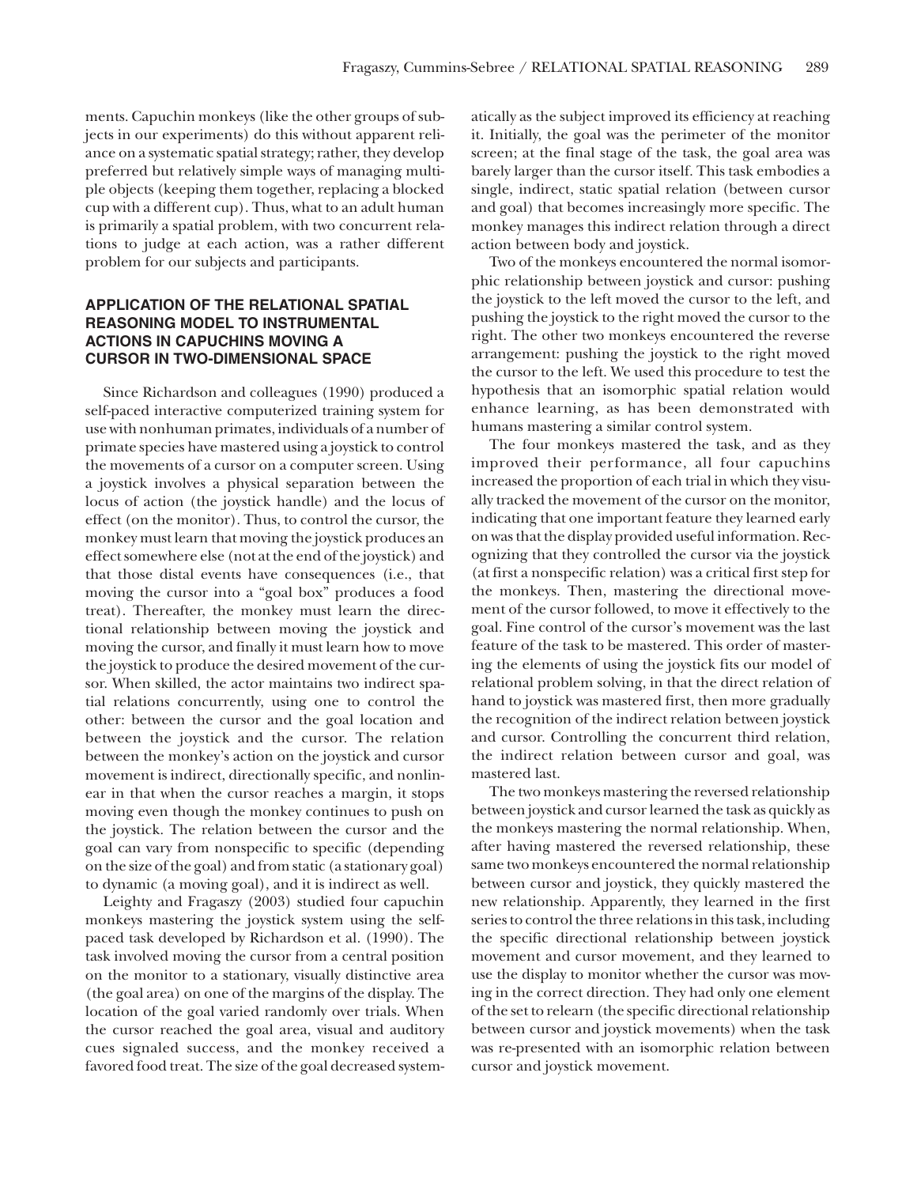ments. Capuchin monkeys (like the other groups of subjects in our experiments) do this without apparent reliance on a systematic spatial strategy; rather, they develop preferred but relatively simple ways of managing multiple objects (keeping them together, replacing a blocked cup with a different cup). Thus, what to an adult human is primarily a spatial problem, with two concurrent relations to judge at each action, was a rather different problem for our subjects and participants.

## APPLICATION OF THE RELATIONAL SPATIAL REASONING MODEL TO INSTRUMENTAL ACTIONS IN CAPUCHINS MOVING A CURSOR IN TWO-DIMENSIONAL SPACE

Since Richardson and colleagues (1990) produced a self-paced interactive computerized training system for use with nonhuman primates, individuals of a number of primate species have mastered using a joystick to control the movements of a cursor on a computer screen. Using a joystick involves a physical separation between the locus of action (the joystick handle) and the locus of effect (on the monitor). Thus, to control the cursor, the monkey must learn that moving the joystick produces an effect somewhere else (not at the end of the joystick) and that those distal events have consequences (i.e., that moving the cursor into a "goal box" produces a food treat). Thereafter, the monkey must learn the directional relationship between moving the joystick and moving the cursor, and finally it must learn how to move the joystick to produce the desired movement of the cursor. When skilled, the actor maintains two indirect spatial relations concurrently, using one to control the other: between the cursor and the goal location and between the joystick and the cursor. The relation between the monkey's action on the joystick and cursor movement is indirect, directionally specific, and nonlinear in that when the cursor reaches a margin, it stops moving even though the monkey continues to push on the joystick. The relation between the cursor and the goal can vary from nonspecific to specific (depending on the size of the goal) and from static (a stationary goal) to dynamic (a moving goal), and it is indirect as well.

Leighty and Fragaszy (2003) studied four capuchin monkeys mastering the joystick system using the self-paced task developed by Richardson et al. (1990). The task involved moving the cursor from a central position on the monitor to a stationary, visually distinctive area (the goal area) on one of the margins of the display. The location of the goal varied randomly over trials. When the cursor reached the goal area, visual and auditory cues signaled success, and the monkey received a favored food treat. The size of the goal decreased systematically as the subject improved its efficiency at reaching it. Initially, the goal was the perimeter of the monitor screen; at the final stage of the task, the goal area was barely larger than the cursor itself. This task embodies a single, indirect, static spatial relation (between cursor and goal) that becomes increasingly more specific. The monkey manages this indirect relation through a direct action between body and joystick.

Two of the monkeys encountered the normal isomorphic relationship between joystick and cursor: pushing the joystick to the left moved the cursor to the left, and pushing the joystick to the right moved the cursor to the right. The other two monkeys encountered the reverse arrangement: pushing the joystick to the right moved the cursor to the left. We used this procedure to test the hypothesis that an isomorphic spatial relation would enhance learning, as has been demonstrated with humans mastering a similar control system.

The four monkeys mastered the task, and as they improved their performance, all four capuchins increased the proportion of each trial in which they visually tracked the movement of the cursor on the monitor, indicating that one important feature they learned early on was that the display provided useful information. Recognizing that they controlled the cursor via the joystick (at first a nonspecific relation) was a critical first step for the monkeys. Then, mastering the directional movement of the cursor followed, to move it effectively to the goal. Fine control of the cursor's movement was the last feature of the task to be mastered. This order of mastering the elements of using the joystick fits our model of relational problem solving, in that the direct relation of hand to joystick was mastered first, then more gradually the recognition of the indirect relation between joystick and cursor. Controlling the concurrent third relation, the indirect relation between cursor and goal, was mastered last.

The two monkeys mastering the reversed relationship between joystick and cursor learned the task as quickly as the monkeys mastering the normal relationship. When, after having mastered the reversed relationship, these same two monkeys encountered the normal relationship between cursor and joystick, they quickly mastered the new relationship. Apparently, they learned in the first series to control the three relations in this task, including the specific directional relationship between joystick movement and cursor movement, and they learned to use the display to monitor whether the cursor was moving in the correct direction. They had only one element of the set to relearn (the specific directional relationship between cursor and joystick movements) when the task was re-presented with an isomorphic relation between cursor and joystick movement.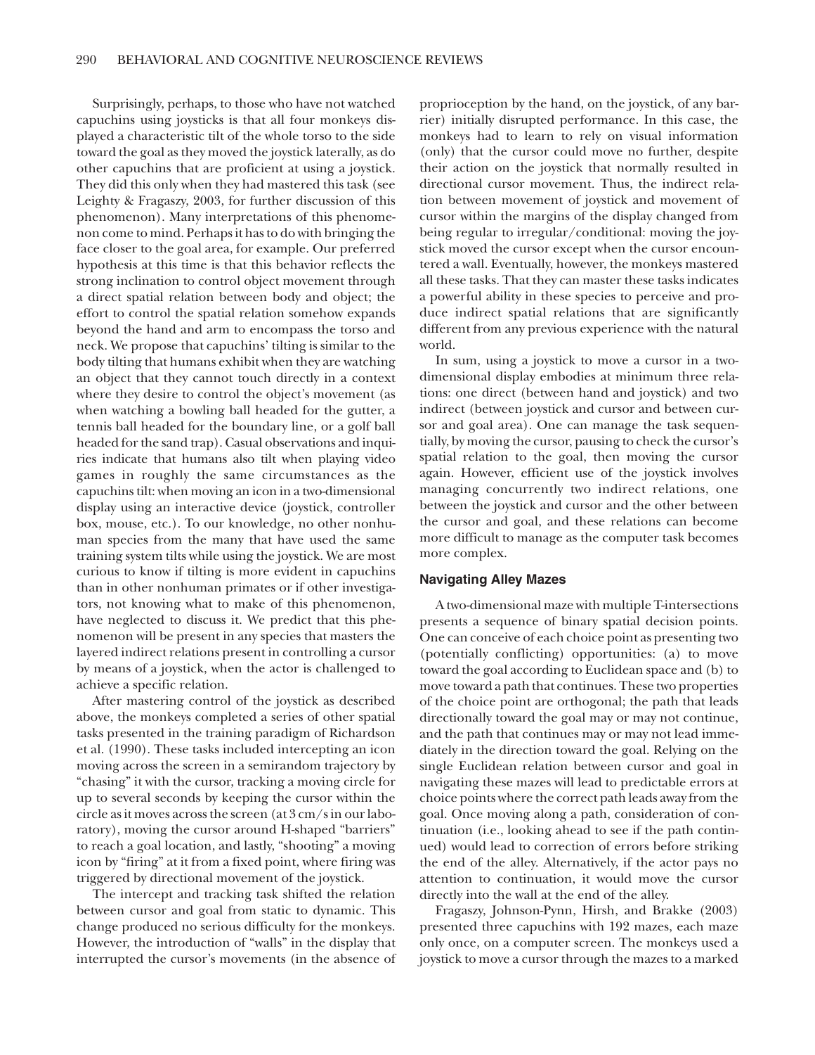Surprisingly, perhaps, to those who have not watched capuchins using joysticks is that all four monkeys displayed a characteristic tilt of the whole torso to the side toward the goal as they moved the joystick laterally, as do other capuchins that are proficient at using a joystick. They did this only when they had mastered this task (see Leighty & Fragaszy, 2003, for further discussion of this phenomenon). Many interpretations of this phenomenon come to mind. Perhaps it has to do with bringing the face closer to the goal area, for example. Our preferred hypothesis at this time is that this behavior reflects the strong inclination to control object movement through a direct spatial relation between body and object; the effort to control the spatial relation somehow expands beyond the hand and arm to encompass the torso and neck. We propose that capuchins' tilting is similar to the body tilting that humans exhibit when they are watching an object that they cannot touch directly in a context where they desire to control the object's movement (as when watching a bowling ball headed for the gutter, a tennis ball headed for the boundary line, or a golf ball headed for the sand trap). Casual observations and inquiries indicate that humans also tilt when playing video games in roughly the same circumstances as the capuchins tilt: when moving an icon in a two-dimensional display using an interactive device (joystick, controller box, mouse, etc.). To our knowledge, no other nonhuman species from the many that have used the same training system tilts while using the joystick. We are most curious to know if tilting is more evident in capuchins than in other nonhuman primates or if other investigators, not knowing what to make of this phenomenon, have neglected to discuss it. We predict that this phenomenon will be present in any species that masters the layered indirect relations present in controlling a cursor by means of a joystick, when the actor is challenged to achieve a specific relation.

After mastering control of the joystick as described above, the monkeys completed a series of other spatial tasks presented in the training paradigm of Richardson et al. (1990). These tasks included intercepting an icon moving across the screen in a semirandom trajectory by "chasing" it with the cursor, tracking a moving circle for up to several seconds by keeping the cursor within the circle as it moves across the screen (at 3 cm/s in our laboratory), moving the cursor around H-shaped "barriers" to reach a goal location, and lastly, "shooting" a moving icon by "firing" at it from a fixed point, where firing was triggered by directional movement of the joystick.

The intercept and tracking task shifted the relation between cursor and goal from static to dynamic. This change produced no serious difficulty for the monkeys. However, the introduction of "walls" in the display that interrupted the cursor's movements (in the absence of proprioception by the hand, on the joystick, of any barrier) initially disrupted performance. In this case, the monkeys had to learn to rely on visual information (only) that the cursor could move no further, despite their action on the joystick that normally resulted in directional cursor movement. Thus, the indirect relation between movement of joystick and movement of cursor within the margins of the display changed from being regular to irregular/conditional: moving the joystick moved the cursor except when the cursor encountered a wall. Eventually, however, the monkeys mastered all these tasks. That they can master these tasks indicates a powerful ability in these species to perceive and produce indirect spatial relations that are significantly different from any previous experience with the natural world.

In sum, using a joystick to move a cursor in a two-dimensional display embodies at minimum three relations: one direct (between hand and joystick) and two indirect (between joystick and cursor and between cursor and goal area). One can manage the task sequentially, by moving the cursor, pausing to check the cursor's spatial relation to the goal, then moving the cursor again. However, efficient use of the joystick involves managing concurrently two indirect relations, one between the joystick and cursor and the other between the cursor and goal, and these relations can become more difficult to manage as the computer task becomes more complex.

### Navigating Alley Mazes

A two-dimensional maze with multiple T-intersections presents a sequence of binary spatial decision points. One can conceive of each choice point as presenting two (potentially conflicting) opportunities: (a) to move toward the goal according to Euclidean space and (b) to move toward a path that continues. These two properties of the choice point are orthogonal; the path that leads directionally toward the goal may or may not continue, and the path that continues may or may not lead immediately in the direction toward the goal. Relying on the single Euclidean relation between cursor and goal in navigating these mazes will lead to predictable errors at choice points where the correct path leads away from the goal. Once moving along a path, consideration of continuation (i.e., looking ahead to see if the path continued) would lead to correction of errors before striking the end of the alley. Alternatively, if the actor pays no attention to continuation, it would move the cursor directly into the wall at the end of the alley.

Fragaszy, Johnson-Pynn, Hirsh, and Brakke (2003) presented three capuchins with 192 mazes, each maze only once, on a computer screen. The monkeys used a joystick to move a cursor through the mazes to a marked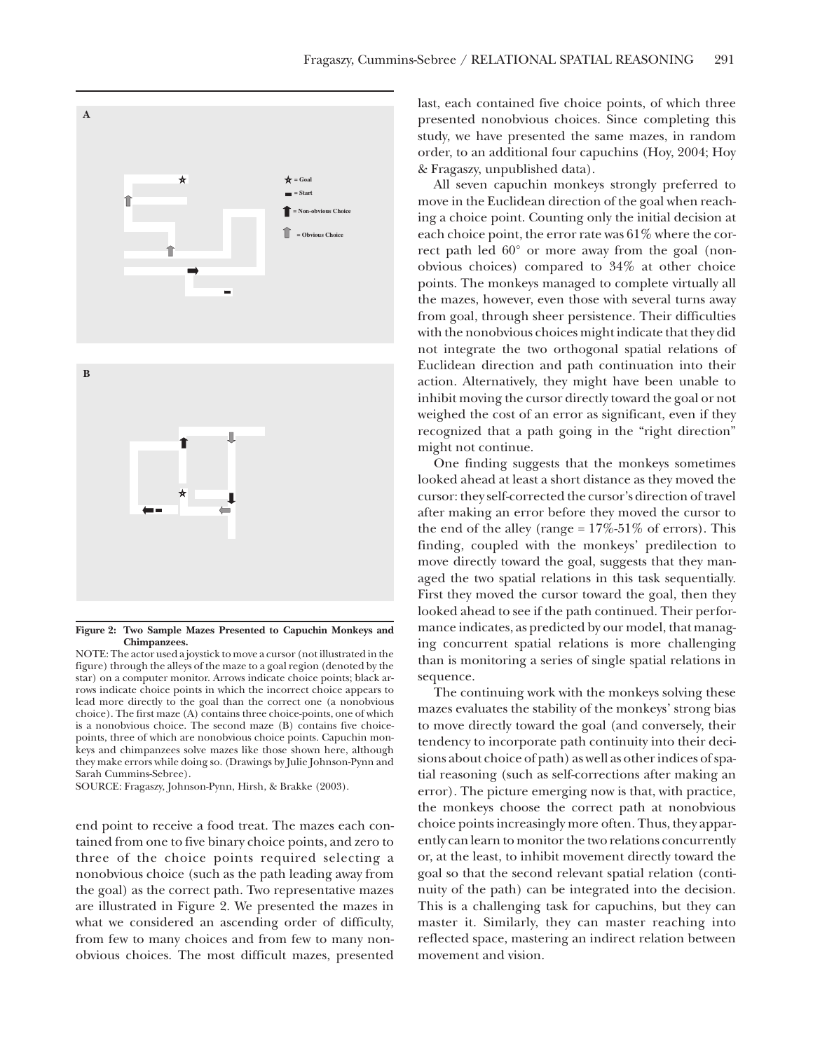**Figure 2: Two Sample Mazes Presented to Capuchin Monkeys and Chimpanzees.**

NOTE: The actor used a joystick to move a cursor (not illustrated in the figure) through the alleys of the maze to a goal region (denoted by the star) on a computer monitor. Arrows indicate choice points; black arrows indicate choice points in which the incorrect choice appears to lead more directly to the goal than the correct one (a nonobvious choice). The first maze (A) contains three choice-points, one of which is a nonobvious choice. The second maze (B) contains five choice-points, three of which are nonobvious choice points. Capuchin monkeys and chimpanzees solve mazes like those shown here, although they make errors while doing so. (Drawings by Julie Johnson-Pynn and Sarah Cummins-Sebree).

SOURCE: Fragaszy, Johnson-Pynn, Hirsh, & Brakke (2003).

end point to receive a food treat. The mazes each contained from one to five binary choice points, and zero to three of the choice points required selecting a nonobvious choice (such as the path leading away from the goal) as the correct path. Two representative mazes are illustrated in Figure 2. We presented the mazes in what we considered an ascending order of difficulty, from few to many choices and from few to many nonobvious choices. The most difficult mazes, presented last, each contained five choice points, of which three presented nonobvious choices. Since completing this study, we have presented the same mazes, in random order, to an additional four capuchins (Hoy, 2004; Hoy & Fragaszy, unpublished data).

All seven capuchin monkeys strongly preferred to move in the Euclidean direction of the goal when reaching a choice point. Counting only the initial decision at each choice point, the error rate was 61% where the correct path led 60° or more away from the goal (nonobvious choices) compared to 34% at other choice points. The monkeys managed to complete virtually all the mazes, however, even those with several turns away from goal, through sheer persistence. Their difficulties with the nonobvious choices might indicate that they did not integrate the two orthogonal spatial relations of Euclidean direction and path continuation into their action. Alternatively, they might have been unable to inhibit moving the cursor directly toward the goal or not weighed the cost of an error as significant, even if they recognized that a path going in the "right direction" might not continue.

One finding suggests that the monkeys sometimes looked ahead at least a short distance as they moved the cursor: they self-corrected the cursor's direction of travel after making an error before they moved the cursor to the end of the alley (range = 17%-51% of errors). This finding, coupled with the monkeys' predilection to move directly toward the goal, suggests that they managed the two spatial relations in this task sequentially. First they moved the cursor toward the goal, then they looked ahead to see if the path continued. Their performance indicates, as predicted by our model, that managing concurrent spatial relations is more challenging than is monitoring a series of single spatial relations in sequence.

The continuing work with the monkeys solving these mazes evaluates the stability of the monkeys' strong bias to move directly toward the goal (and conversely, their tendency to incorporate path continuity into their decisions about choice of path) as well as other indices of spatial reasoning (such as self-corrections after making an error). The picture emerging now is that, with practice, the monkeys choose the correct path at nonobvious choice points increasingly more often. Thus, they apparently can learn to monitor the two relations concurrently or, at the least, to inhibit movement directly toward the goal so that the second relevant spatial relation (continuity of the path) can be integrated into the decision. This is a challenging task for capuchins, but they can master it. Similarly, they can master reaching into reflected space, mastering an indirect relation between movement and vision.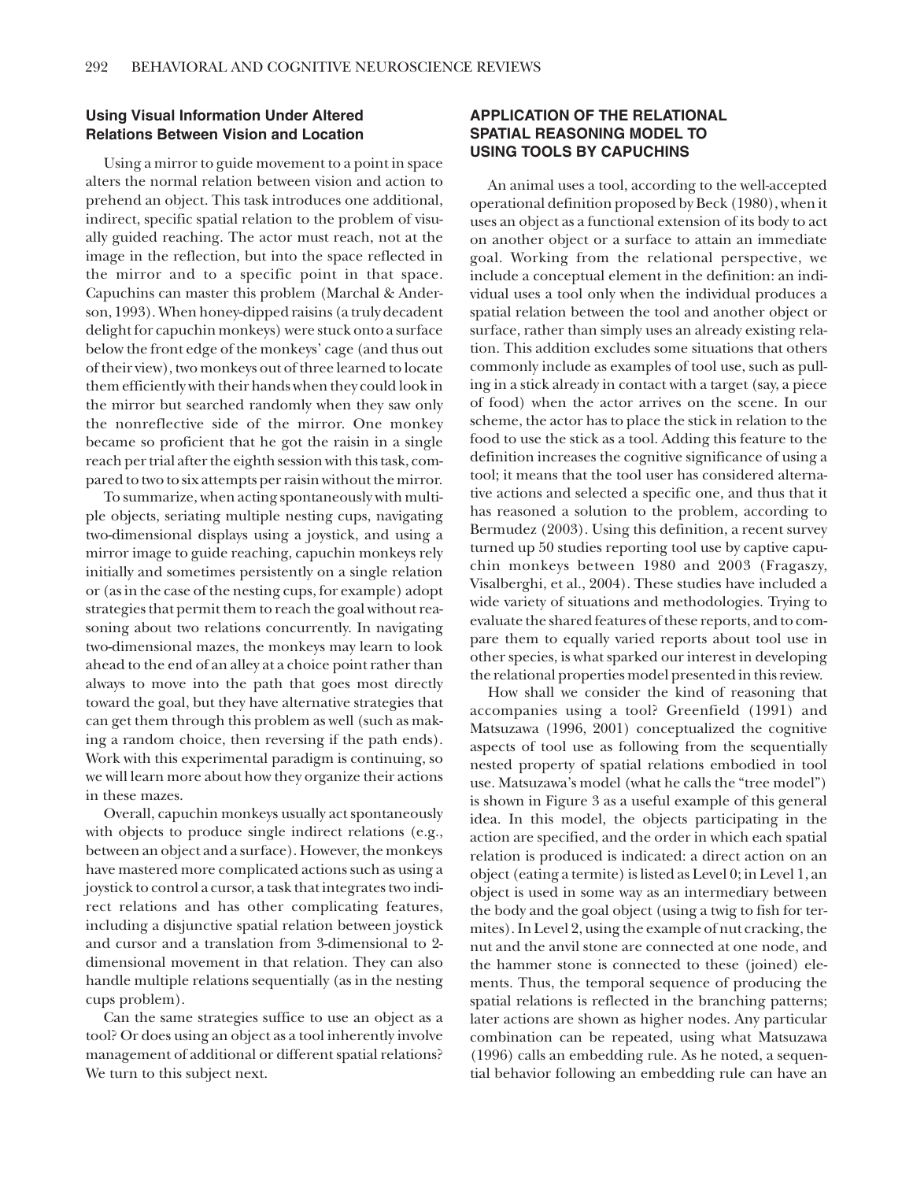### Using Visual Information Under Altered Relations Between Vision and Location

Using a mirror to guide movement to a point in space alters the normal relation between vision and action to prehend an object. This task introduces one additional, indirect, specific spatial relation to the problem of visually guided reaching. The actor must reach, not at the image in the reflection, but into the space reflected in the mirror and to a specific point in that space. Capuchins can master this problem (Marchal & Anderson, 1993). When honey-dipped raisins (a truly decadent delight for capuchin monkeys) were stuck onto a surface below the front edge of the monkeys' cage (and thus out of their view), two monkeys out of three learned to locate them efficiently with their hands when they could look in the mirror but searched randomly when they saw only the nonreflective side of the mirror. One monkey became so proficient that he got the raisin in a single reach per trial after the eighth session with this task, compared to two to six attempts per raisin without the mirror.

To summarize, when acting spontaneously with multiple objects, seriating multiple nesting cups, navigating two-dimensional displays using a joystick, and using a mirror image to guide reaching, capuchin monkeys rely initially and sometimes persistently on a single relation or (as in the case of the nesting cups, for example) adopt strategies that permit them to reach the goal without reasoning about two relations concurrently. In navigating two-dimensional mazes, the monkeys may learn to look ahead to the end of an alley at a choice point rather than always to move into the path that goes most directly toward the goal, but they have alternative strategies that can get them through this problem as well (such as making a random choice, then reversing if the path ends). Work with this experimental paradigm is continuing, so we will learn more about how they organize their actions in these mazes.

Overall, capuchin monkeys usually act spontaneously with objects to produce single indirect relations (e.g., between an object and a surface). However, the monkeys have mastered more complicated actions such as using a joystick to control a cursor, a task that integrates two indirect relations and has other complicating features, including a disjunctive spatial relation between joystick and cursor and a translation from 3-dimensional to 2-dimensional movement in that relation. They can also handle multiple relations sequentially (as in the nesting cups problem).

Can the same strategies suffice to use an object as a tool? Or does using an object as a tool inherently involve management of additional or different spatial relations? We turn to this subject next.

## APPLICATION OF THE RELATIONAL SPATIAL REASONING MODEL TO USING TOOLS BY CAPUCHINS

An animal uses a tool, according to the well-accepted operational definition proposed by Beck (1980), when it uses an object as a functional extension of its body to act on another object or a surface to attain an immediate goal. Working from the relational perspective, we include a conceptual element in the definition: an individual uses a tool only when the individual produces a spatial relation between the tool and another object or surface, rather than simply uses an already existing relation. This addition excludes some situations that others commonly include as examples of tool use, such as pulling in a stick already in contact with a target (say, a piece of food) when the actor arrives on the scene. In our scheme, the actor has to place the stick in relation to the food to use the stick as a tool. Adding this feature to the definition increases the cognitive significance of using a tool; it means that the tool user has considered alternative actions and selected a specific one, and thus that it has reasoned a solution to the problem, according to Bermudez (2003). Using this definition, a recent survey turned up 50 studies reporting tool use by captive capuchin monkeys between 1980 and 2003 (Fragaszy, Visalberghi, et al., 2004). These studies have included a wide variety of situations and methodologies. Trying to evaluate the shared features of these reports, and to compare them to equally varied reports about tool use in other species, is what sparked our interest in developing the relational properties model presented in this review.

How shall we consider the kind of reasoning that accompanies using a tool? Greenfield (1991) and Matsuzawa (1996, 2001) conceptualized the cognitive aspects of tool use as following from the sequentially nested property of spatial relations embodied in tool use. Matsuzawa's model (what he calls the "tree model") is shown in Figure 3 as a useful example of this general idea. In this model, the objects participating in the action are specified, and the order in which each spatial relation is produced is indicated: a direct action on an object (eating a termite) is listed as Level 0; in Level 1, an object is used in some way as an intermediary between the body and the goal object (using a twig to fish for termites). In Level 2, using the example of nut cracking, the nut and the anvil stone are connected at one node, and the hammer stone is connected to these (joined) elements. Thus, the temporal sequence of producing the spatial relations is reflected in the branching patterns; later actions are shown as higher nodes. Any particular combination can be repeated, using what Matsuzawa (1996) calls an embedding rule. As he noted, a sequential behavior following an embedding rule can have an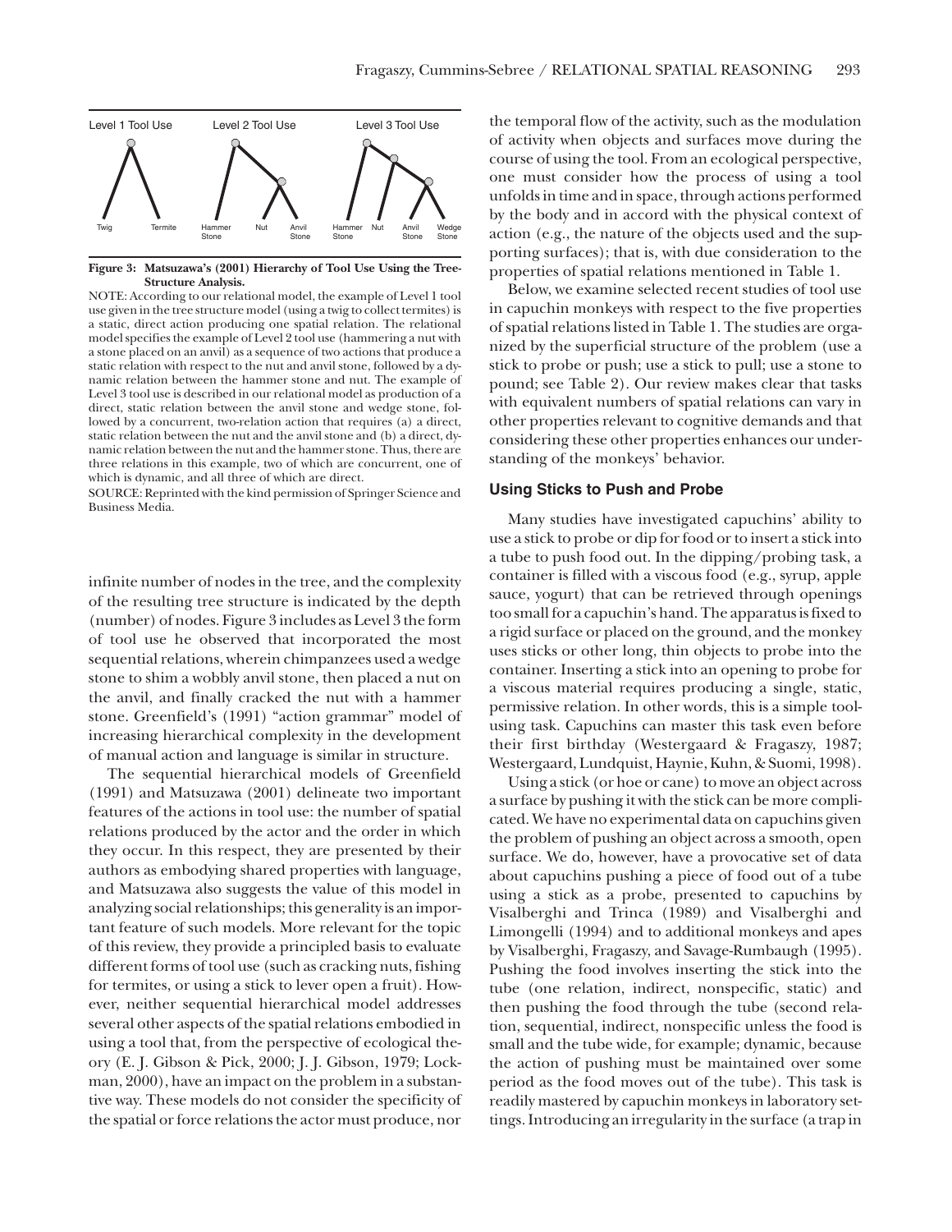Level 1 Tool Use Level 2 Tool Use Level 3 Tool Use

Twig Termite Hammer Stone Nut Anvil Stone Hammer Stone Nut Anvil Stone Wedge Stone

**Figure 3: Matsuzawa's (2001) Hierarchy of Tool Use Using the Tree-Structure Analysis.**

NOTE: According to our relational model, the example of Level 1 tool use given in the tree structure model (using a twig to collect termites) is a static, direct action producing one spatial relation. The relational model specifies the example of Level 2 tool use (hammering a nut with a stone placed on an anvil) as a sequence of two actions that produce a static relation with respect to the nut and anvil stone, followed by a dynamic relation between the hammer stone and nut. The example of Level 3 tool use is described in our relational model as production of a direct, static relation between the anvil stone and wedge stone, followed by a concurrent, two-relation action that requires (a) a direct, static relation between the nut and the anvil stone and (b) a direct, dynamic relation between the nut and the hammer stone. Thus, there are three relations in this example, two of which are concurrent, one of which is dynamic, and all three of which are direct.

SOURCE: Reprinted with the kind permission of Springer Science and Business Media.

infinite number of nodes in the tree, and the complexity of the resulting tree structure is indicated by the depth (number) of nodes. Figure 3 includes as Level 3 the form of tool use he observed that incorporated the most sequential relations, wherein chimpanzees used a wedge stone to shim a wobbly anvil stone, then placed a nut on the anvil, and finally cracked the nut with a hammer stone. Greenfield's (1991) "action grammar" model of increasing hierarchical complexity in the development of manual action and language is similar in structure.

The sequential hierarchical models of Greenfield (1991) and Matsuzawa (2001) delineate two important features of the actions in tool use: the number of spatial relations produced by the actor and the order in which they occur. In this respect, they are presented by their authors as embodying shared properties with language, and Matsuzawa also suggests the value of this model in analyzing social relationships; this generality is an important feature of such models. More relevant for the topic of this review, they provide a principled basis to evaluate different forms of tool use (such as cracking nuts, fishing for termites, or using a stick to lever open a fruit). However, neither sequential hierarchical model addresses several other aspects of the spatial relations embodied in using a tool that, from the perspective of ecological theory (E. J. Gibson & Pick, 2000; J. J. Gibson, 1979; Lockman, 2000), have an impact on the problem in a substantive way. These models do not consider the specificity of the spatial or force relations the actor must produce, nor the temporal flow of the activity, such as the modulation of activity when objects and surfaces move during the course of using the tool. From an ecological perspective, one must consider how the process of using a tool unfolds in time and in space, through actions performed by the body and in accord with the physical context of action (e.g., the nature of the objects used and the supporting surfaces); that is, with due consideration to the properties of spatial relations mentioned in Table 1.

Below, we examine selected recent studies of tool use in capuchin monkeys with respect to the five properties of spatial relations listed in Table 1. The studies are organized by the superficial structure of the problem (use a stick to probe or push; use a stick to pull; use a stone to pound; see Table 2). Our review makes clear that tasks with equivalent numbers of spatial relations can vary in other properties relevant to cognitive demands and that considering these other properties enhances our understanding of the monkeys' behavior.

### Using Sticks to Push and Probe

Many studies have investigated capuchins' ability to use a stick to probe or dip for food or to insert a stick into a tube to push food out. In the dipping/probing task, a container is filled with a viscous food (e.g., syrup, apple sauce, yogurt) that can be retrieved through openings too small for a capuchin's hand. The apparatus is fixed to a rigid surface or placed on the ground, and the monkey uses sticks or other long, thin objects to probe into the container. Inserting a stick into an opening to probe for a viscous material requires producing a single, static, permissive relation. In other words, this is a simple tool-using task. Capuchins can master this task even before their first birthday (Westergaard & Fragaszy, 1987; Westergaard, Lundquist, Haynie, Kuhn, & Suomi, 1998).

Using a stick (or hoe or cane) to move an object across a surface by pushing it with the stick can be more complicated. We have no experimental data on capuchins given the problem of pushing an object across a smooth, open surface. We do, however, have a provocative set of data about capuchins pushing a piece of food out of a tube using a stick as a probe, presented to capuchins by Visalberghi and Trinca (1989) and Visalberghi and Limongelli (1994) and to additional monkeys and apes by Visalberghi, Fragaszy, and Savage-Rumbaugh (1995). Pushing the food involves inserting the stick into the tube (one relation, indirect, nonspecific, static) and then pushing the food through the tube (second relation, sequential, indirect, nonspecific unless the food is small and the tube wide, for example; dynamic, because the action of pushing must be maintained over some period as the food moves out of the tube). This task is readily mastered by capuchin monkeys in laboratory settings. Introducing an irregularity in the surface (a trap in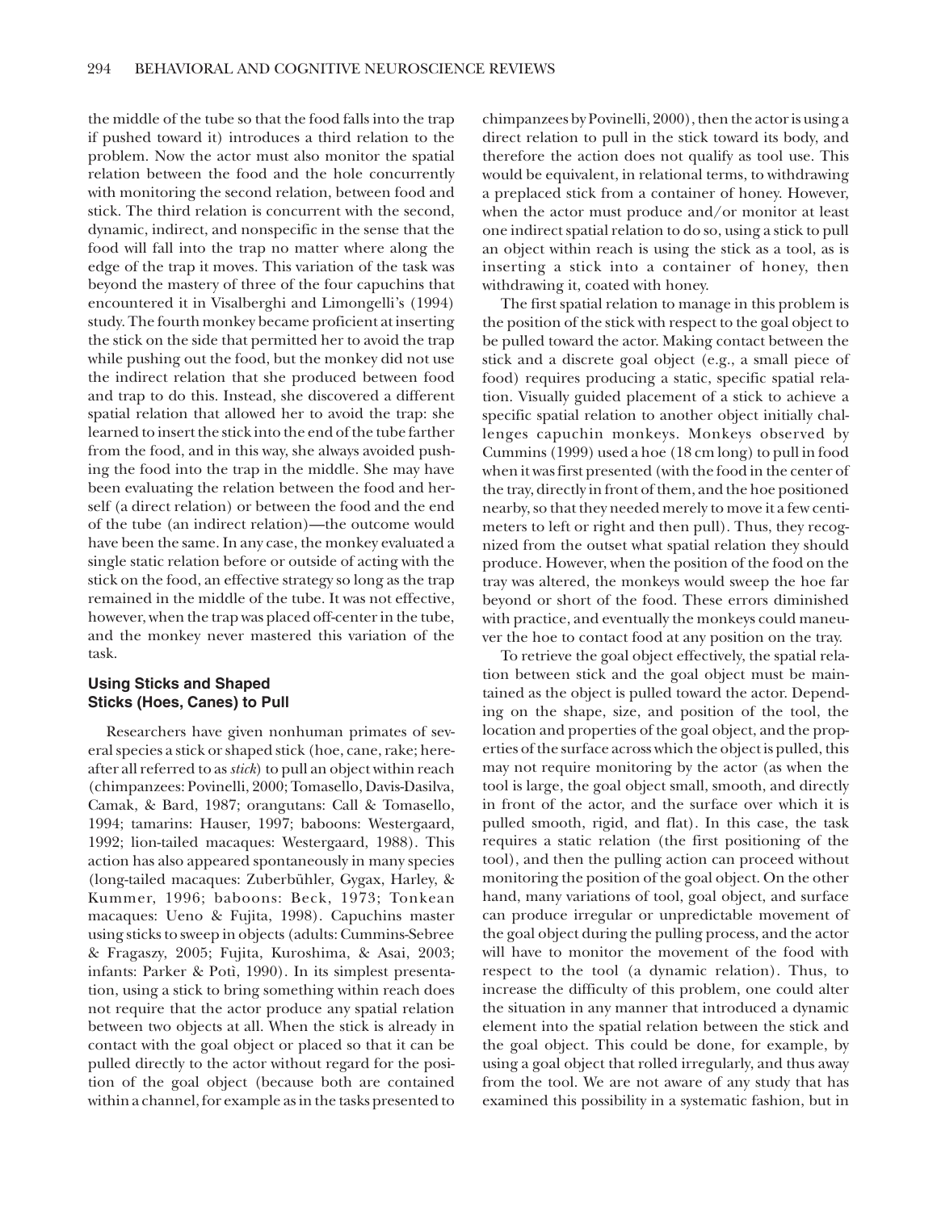the middle of the tube so that the food falls into the trap if pushed toward it) introduces a third relation to the problem. Now the actor must also monitor the spatial relation between the food and the hole concurrently with monitoring the second relation, between food and stick. The third relation is concurrent with the second, dynamic, indirect, and nonspecific in the sense that the food will fall into the trap no matter where along the edge of the trap it moves. This variation of the task was beyond the mastery of three of the four capuchins that encountered it in Visalberghi and Limongelli's (1994) study. The fourth monkey became proficient at inserting the stick on the side that permitted her to avoid the trap while pushing out the food, but the monkey did not use the indirect relation that she produced between food and trap to do this. Instead, she discovered a different spatial relation that allowed her to avoid the trap: she learned to insert the stick into the end of the tube farther from the food, and in this way, she always avoided pushing the food into the trap in the middle. She may have been evaluating the relation between the food and herself (a direct relation) or between the food and the end of the tube (an indirect relation)—the outcome would have been the same. In any case, the monkey evaluated a single static relation before or outside of acting with the stick on the food, an effective strategy so long as the trap remained in the middle of the tube. It was not effective, however, when the trap was placed off-center in the tube, and the monkey never mastered this variation of the task.

### Using Sticks and Shaped Sticks (Hoes, Canes) to Pull

Researchers have given nonhuman primates of several species a stick or shaped stick (hoe, cane, rake; hereafter all referred to as *stick*) to pull an object within reach (chimpanzees: Povinelli, 2000; Tomasello, Davis-Dasilva, Camak, & Bard, 1987; orangutans: Call & Tomasello, 1994; tamarins: Hauser, 1997; baboons: Westergaard, 1992; lion-tailed macaques: Westergaard, 1988). This action has also appeared spontaneously in many species (long-tailed macaques: Zuberbühler, Gygax, Harley, & Kummer, 1996; baboons: Beck, 1973; Tonkean macaques: Ueno & Fujita, 1998). Capuchins master using sticks to sweep in objects (adults: Cummins-Sebree & Fragaszy, 2005; Fujita, Kuroshima, & Asai, 2003; infants: Parker & Potì, 1990). In its simplest presentation, using a stick to bring something within reach does not require that the actor produce any spatial relation between two objects at all. When the stick is already in contact with the goal object or placed so that it can be pulled directly to the actor without regard for the position of the goal object (because both are contained within a channel, for example as in the tasks presented to chimpanzees by Povinelli, 2000), then the actor is using a direct relation to pull in the stick toward its body, and therefore the action does not qualify as tool use. This would be equivalent, in relational terms, to withdrawing a preplaced stick from a container of honey. However, when the actor must produce and/or monitor at least one indirect spatial relation to do so, using a stick to pull an object within reach is using the stick as a tool, as is inserting a stick into a container of honey, then withdrawing it, coated with honey.

The first spatial relation to manage in this problem is the position of the stick with respect to the goal object to be pulled toward the actor. Making contact between the stick and a discrete goal object (e.g., a small piece of food) requires producing a static, specific spatial relation. Visually guided placement of a stick to achieve a specific spatial relation to another object initially challenges capuchin monkeys. Monkeys observed by Cummins (1999) used a hoe (18 cm long) to pull in food when it was first presented (with the food in the center of the tray, directly in front of them, and the hoe positioned nearby, so that they needed merely to move it a few centimeters to left or right and then pull). Thus, they recognized from the outset what spatial relation they should produce. However, when the position of the food on the tray was altered, the monkeys would sweep the hoe far beyond or short of the food. These errors diminished with practice, and eventually the monkeys could maneuver the hoe to contact food at any position on the tray.

To retrieve the goal object effectively, the spatial relation between stick and the goal object must be maintained as the object is pulled toward the actor. Depending on the shape, size, and position of the tool, the location and properties of the goal object, and the properties of the surface across which the object is pulled, this may not require monitoring by the actor (as when the tool is large, the goal object small, smooth, and directly in front of the actor, and the surface over which it is pulled smooth, rigid, and flat). In this case, the task requires a static relation (the first positioning of the tool), and then the pulling action can proceed without monitoring the position of the goal object. On the other hand, many variations of tool, goal object, and surface can produce irregular or unpredictable movement of the goal object during the pulling process, and the actor will have to monitor the movement of the food with respect to the tool (a dynamic relation). Thus, to increase the difficulty of this problem, one could alter the situation in any manner that introduced a dynamic element into the spatial relation between the stick and the goal object. This could be done, for example, by using a goal object that rolled irregularly, and thus away from the tool. We are not aware of any study that has examined this possibility in a systematic fashion, but in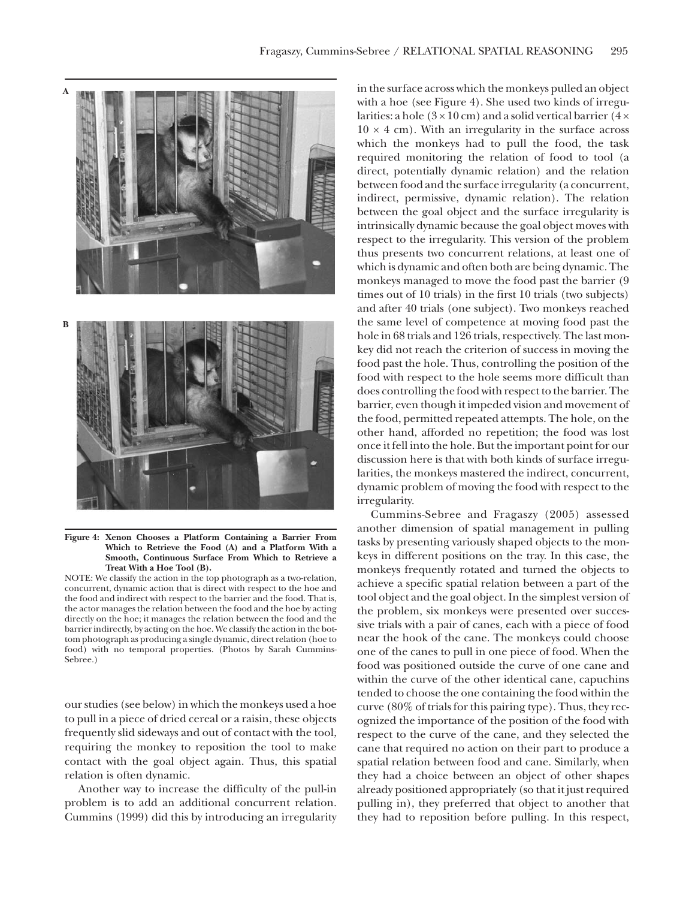**Figure 4: Xenon Chooses a Platform Containing a Barrier From Which to Retrieve the Food (A) and a Platform With a Smooth, Continuous Surface From Which to Retrieve a Treat With a Hoe Tool (B).**

NOTE: We classify the action in the top photograph as a two-relation, concurrent, dynamic action that is direct with respect to the hoe and the food and indirect with respect to the barrier and the food. That is, the actor manages the relation between the food and the hoe by acting directly on the hoe; it manages the relation between the food and the barrier indirectly, by acting on the hoe. We classify the action in the bottom photograph as producing a single dynamic, direct relation (hoe to food) with no temporal properties. (Photos by Sarah Cummins-Sebree.)

our studies (see below) in which the monkeys used a hoe to pull in a piece of dried cereal or a raisin, these objects frequently slid sideways and out of contact with the tool, requiring the monkey to reposition the tool to make contact with the goal object again. Thus, this spatial relation is often dynamic.

Another way to increase the difficulty of the pull-in problem is to add an additional concurrent relation. Cummins (1999) did this by introducing an irregularity in the surface across which the monkeys pulled an object with a hoe (see Figure 4). She used two kinds of irregularities: a hole ($3 \times 10$ cm) and a solid vertical barrier ($4 \times 10 \times 4$ cm). With an irregularity in the surface across which the monkeys had to pull the food, the task required monitoring the relation of food to tool (a direct, potentially dynamic relation) and the relation between food and the surface irregularity (a concurrent, indirect, permissive, dynamic relation). The relation between the goal object and the surface irregularity is intrinsically dynamic because the goal object moves with respect to the irregularity. This version of the problem thus presents two concurrent relations, at least one of which is dynamic and often both are being dynamic. The monkeys managed to move the food past the barrier (9 times out of 10 trials) in the first 10 trials (two subjects) and after 40 trials (one subject). Two monkeys reached the same level of competence at moving food past the hole in 68 trials and 126 trials, respectively. The last monkey did not reach the criterion of success in moving the food past the hole. Thus, controlling the position of the food with respect to the hole seems more difficult than does controlling the food with respect to the barrier. The barrier, even though it impeded vision and movement of the food, permitted repeated attempts. The hole, on the other hand, afforded no repetition; the food was lost once it fell into the hole. But the important point for our discussion here is that with both kinds of surface irregularities, the monkeys mastered the indirect, concurrent, dynamic problem of moving the food with respect to the irregularity.

Cummins-Sebree and Fragaszy (2005) assessed another dimension of spatial management in pulling tasks by presenting variously shaped objects to the monkeys in different positions on the tray. In this case, the monkeys frequently rotated and turned the objects to achieve a specific spatial relation between a part of the tool object and the goal object. In the simplest version of the problem, six monkeys were presented over successive trials with a pair of canes, each with a piece of food near the hook of the cane. The monkeys could choose one of the canes to pull in one piece of food. When the food was positioned outside the curve of one cane and within the curve of the other identical cane, capuchins tended to choose the one containing the food within the curve (80% of trials for this pairing type). Thus, they recognized the importance of the position of the food with respect to the curve of the cane, and they selected the cane that required no action on their part to produce a spatial relation between food and cane. Similarly, when they had a choice between an object of other shapes already positioned appropriately (so that it just required pulling in), they preferred that object to another that they had to reposition before pulling. In this respect,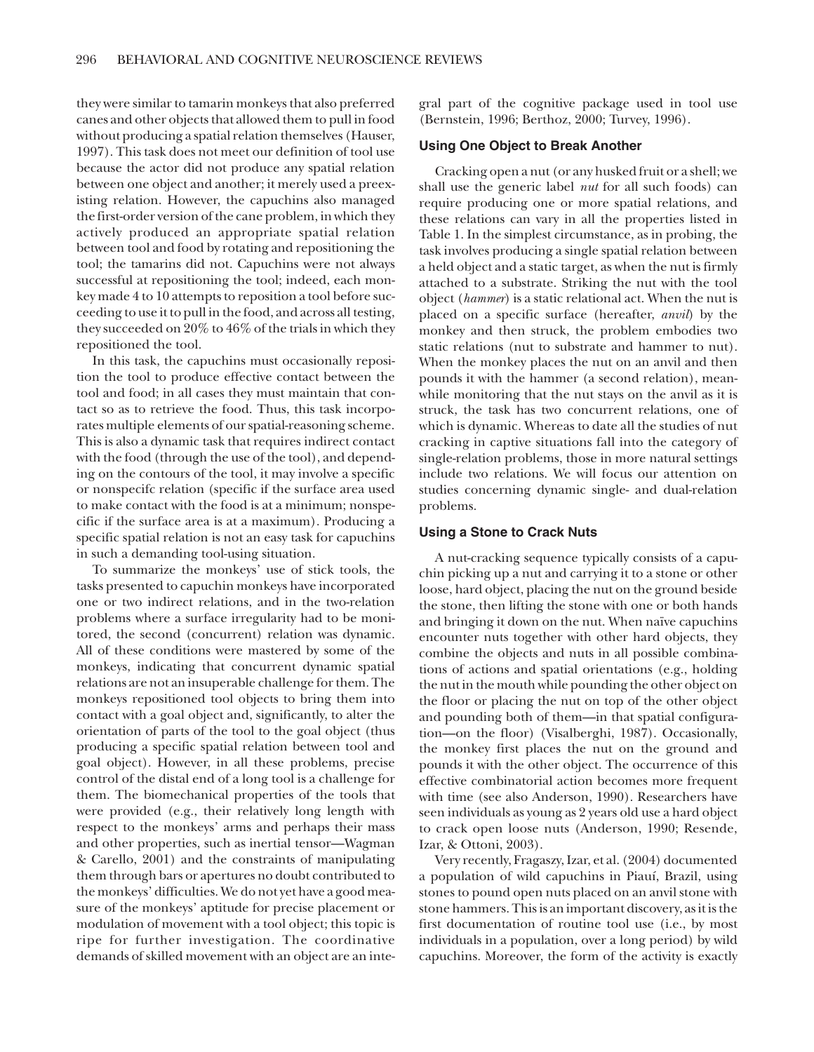they were similar to tamarin monkeys that also preferred canes and other objects that allowed them to pull in food without producing a spatial relation themselves (Hauser, 1997). This task does not meet our definition of tool use because the actor did not produce any spatial relation between one object and another; it merely used a preexisting relation. However, the capuchins also managed the first-order version of the cane problem, in which they actively produced an appropriate spatial relation between tool and food by rotating and repositioning the tool; the tamarins did not. Capuchins were not always successful at repositioning the tool; indeed, each monkey made 4 to 10 attempts to reposition a tool before succeeding to use it to pull in the food, and across all testing, they succeeded on 20% to 46% of the trials in which they repositioned the tool.

In this task, the capuchins must occasionally reposition the tool to produce effective contact between the tool and food; in all cases they must maintain that contact so as to retrieve the food. Thus, this task incorporates multiple elements of our spatial-reasoning scheme. This is also a dynamic task that requires indirect contact with the food (through the use of the tool), and depending on the contours of the tool, it may involve a specific or nonspecifc relation (specific if the surface area used to make contact with the food is at a minimum; nonspecific if the surface area is at a maximum). Producing a specific spatial relation is not an easy task for capuchins in such a demanding tool-using situation.

To summarize the monkeys' use of stick tools, the tasks presented to capuchin monkeys have incorporated one or two indirect relations, and in the two-relation problems where a surface irregularity had to be monitored, the second (concurrent) relation was dynamic. All of these conditions were mastered by some of the monkeys, indicating that concurrent dynamic spatial relations are not an insuperable challenge for them. The monkeys repositioned tool objects to bring them into contact with a goal object and, significantly, to alter the orientation of parts of the tool to the goal object (thus producing a specific spatial relation between tool and goal object). However, in all these problems, precise control of the distal end of a long tool is a challenge for them. The biomechanical properties of the tools that were provided (e.g., their relatively long length with respect to the monkeys' arms and perhaps their mass and other properties, such as inertial tensor—Wagman & Carello, 2001) and the constraints of manipulating them through bars or apertures no doubt contributed to the monkeys' difficulties. We do not yet have a good measure of the monkeys' aptitude for precise placement or modulation of movement with a tool object; this topic is ripe for further investigation. The coordinative demands of skilled movement with an object are an integral part of the cognitive package used in tool use (Bernstein, 1996; Berthoz, 2000; Turvey, 1996).

### Using One Object to Break Another

Cracking open a nut (or any husked fruit or a shell; we shall use the generic label *nut* for all such foods) can require producing one or more spatial relations, and these relations can vary in all the properties listed in Table 1. In the simplest circumstance, as in probing, the task involves producing a single spatial relation between a held object and a static target, as when the nut is firmly attached to a substrate. Striking the nut with the tool object (*hammer*) is a static relational act. When the nut is placed on a specific surface (hereafter, *anvil*) by the monkey and then struck, the problem embodies two static relations (nut to substrate and hammer to nut). When the monkey places the nut on an anvil and then pounds it with the hammer (a second relation), meanwhile monitoring that the nut stays on the anvil as it is struck, the task has two concurrent relations, one of which is dynamic. Whereas to date all the studies of nut cracking in captive situations fall into the category of single-relation problems, those in more natural settings include two relations. We will focus our attention on studies concerning dynamic single- and dual-relation problems.

### Using a Stone to Crack Nuts

A nut-cracking sequence typically consists of a capuchin picking up a nut and carrying it to a stone or other loose, hard object, placing the nut on the ground beside the stone, then lifting the stone with one or both hands and bringing it down on the nut. When naïve capuchins encounter nuts together with other hard objects, they combine the objects and nuts in all possible combinations of actions and spatial orientations (e.g., holding the nut in the mouth while pounding the other object on the floor or placing the nut on top of the other object and pounding both of them—in that spatial configuration—on the floor) (Visalberghi, 1987). Occasionally, the monkey first places the nut on the ground and pounds it with the other object. The occurrence of this effective combinatorial action becomes more frequent with time (see also Anderson, 1990). Researchers have seen individuals as young as 2 years old use a hard object to crack open loose nuts (Anderson, 1990; Resende, Izar, & Ottoni, 2003).

Very recently, Fragaszy, Izar, et al. (2004) documented a population of wild capuchins in Piauí, Brazil, using stones to pound open nuts placed on an anvil stone with stone hammers. This is an important discovery, as it is the first documentation of routine tool use (i.e., by most individuals in a population, over a long period) by wild capuchins. Moreover, the form of the activity is exactly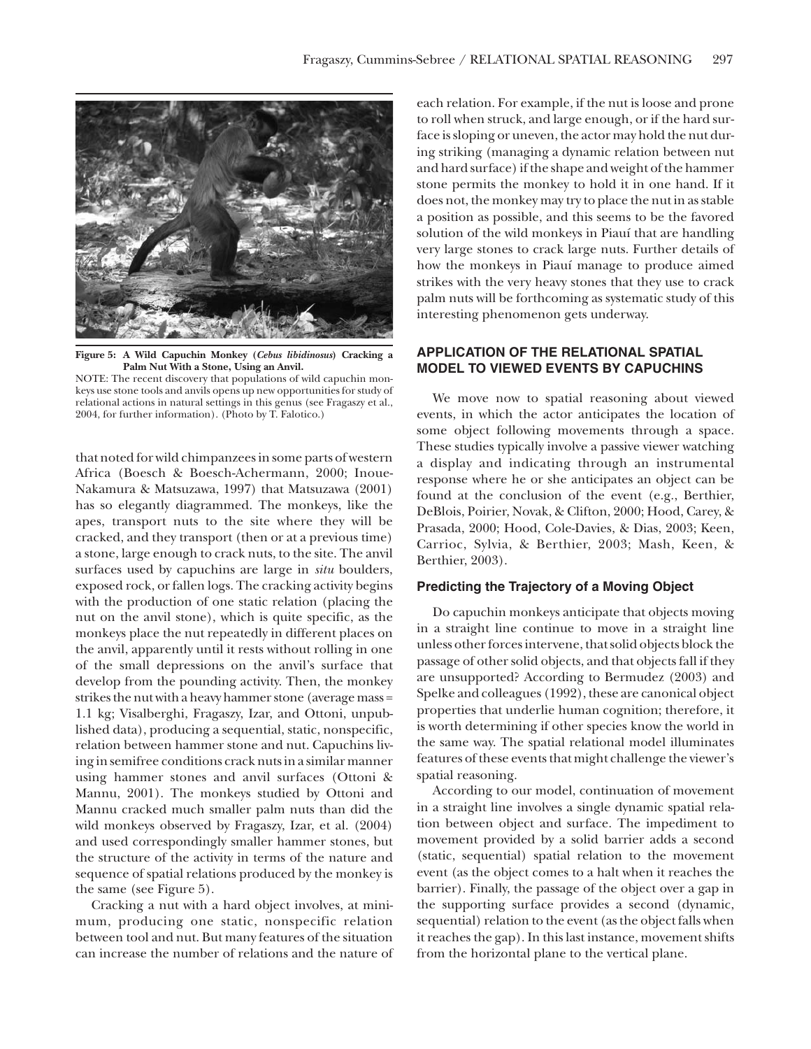**Figure 5: A Wild Capuchin Monkey (*Cebus libidinosus*) Cracking a Palm Nut With a Stone, Using an Anvil.**

NOTE: The recent discovery that populations of wild capuchin monkeys use stone tools and anvils opens up new opportunities for study of relational actions in natural settings in this genus (see Fragaszy et al., 2004, for further information). (Photo by T. Falotico.)

that noted for wild chimpanzees in some parts of western Africa (Boesch & Boesch-Achermann, 2000; Inoue-Nakamura & Matsuzawa, 1997) that Matsuzawa (2001) has so elegantly diagrammed. The monkeys, like the apes, transport nuts to the site where they will be cracked, and they transport (then or at a previous time) a stone, large enough to crack nuts, to the site. The anvil surfaces used by capuchins are large in *situ* boulders, exposed rock, or fallen logs. The cracking activity begins with the production of one static relation (placing the nut on the anvil stone), which is quite specific, as the monkeys place the nut repeatedly in different places on the anvil, apparently until it rests without rolling in one of the small depressions on the anvil's surface that develop from the pounding activity. Then, the monkey strikes the nut with a heavy hammer stone (average mass = 1.1 kg; Visalberghi, Fragaszy, Izar, and Ottoni, unpublished data), producing a sequential, static, nonspecific, relation between hammer stone and nut. Capuchins living in semifree conditions crack nuts in a similar manner using hammer stones and anvil surfaces (Ottoni & Mannu, 2001). The monkeys studied by Ottoni and Mannu cracked much smaller palm nuts than did the wild monkeys observed by Fragaszy, Izar, et al. (2004) and used correspondingly smaller hammer stones, but the structure of the activity in terms of the nature and sequence of spatial relations produced by the monkey is the same (see Figure 5).

Cracking a nut with a hard object involves, at minimum, producing one static, nonspecific relation between tool and nut. But many features of the situation can increase the number of relations and the nature of each relation. For example, if the nut is loose and prone to roll when struck, and large enough, or if the hard surface is sloping or uneven, the actor may hold the nut during striking (managing a dynamic relation between nut and hard surface) if the shape and weight of the hammer stone permits the monkey to hold it in one hand. If it does not, the monkey may try to place the nut in as stable a position as possible, and this seems to be the favored solution of the wild monkeys in Piauí that are handling very large stones to crack large nuts. Further details of how the monkeys in Piauí manage to produce aimed strikes with the very heavy stones that they use to crack palm nuts will be forthcoming as systematic study of this interesting phenomenon gets underway.

## APPLICATION OF THE RELATIONAL SPATIAL MODEL TO VIEWED EVENTS BY CAPUCHINS

We move now to spatial reasoning about viewed events, in which the actor anticipates the location of some object following movements through a space. These studies typically involve a passive viewer watching a display and indicating through an instrumental response where he or she anticipates an object can be found at the conclusion of the event (e.g., Berthier, DeBlois, Poirier, Novak, & Clifton, 2000; Hood, Carey, & Prasada, 2000; Hood, Cole-Davies, & Dias, 2003; Keen, Carrioc, Sylvia, & Berthier, 2003; Mash, Keen, & Berthier, 2003).

### Predicting the Trajectory of a Moving Object

Do capuchin monkeys anticipate that objects moving in a straight line continue to move in a straight line unless other forces intervene, that solid objects block the passage of other solid objects, and that objects fall if they are unsupported? According to Bermudez (2003) and Spelke and colleagues (1992), these are canonical object properties that underlie human cognition; therefore, it is worth determining if other species know the world in the same way. The spatial relational model illuminates features of these events that might challenge the viewer's spatial reasoning.

According to our model, continuation of movement in a straight line involves a single dynamic spatial relation between object and surface. The impediment to movement provided by a solid barrier adds a second (static, sequential) spatial relation to the movement event (as the object comes to a halt when it reaches the barrier). Finally, the passage of the object over a gap in the supporting surface provides a second (dynamic, sequential) relation to the event (as the object falls when it reaches the gap). In this last instance, movement shifts from the horizontal plane to the vertical plane.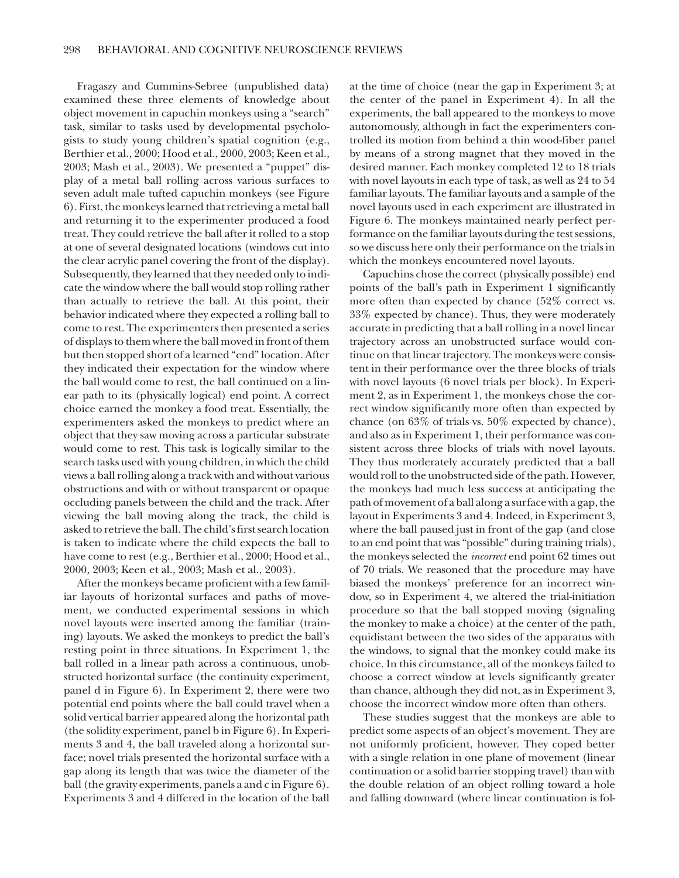Fragaszy and Cummins-Sebree (unpublished data) examined these three elements of knowledge about object movement in capuchin monkeys using a "search" task, similar to tasks used by developmental psychologists to study young children's spatial cognition (e.g., Berthier et al., 2000; Hood et al., 2000, 2003; Keen et al., 2003; Mash et al., 2003). We presented a "puppet" display of a metal ball rolling across various surfaces to seven adult male tufted capuchin monkeys (see Figure 6). First, the monkeys learned that retrieving a metal ball and returning it to the experimenter produced a food treat. They could retrieve the ball after it rolled to a stop at one of several designated locations (windows cut into the clear acrylic panel covering the front of the display). Subsequently, they learned that they needed only to indicate the window where the ball would stop rolling rather than actually to retrieve the ball. At this point, their behavior indicated where they expected a rolling ball to come to rest. The experimenters then presented a series of displays to them where the ball moved in front of them but then stopped short of a learned "end" location. After they indicated their expectation for the window where the ball would come to rest, the ball continued on a linear path to its (physically logical) end point. A correct choice earned the monkey a food treat. Essentially, the experimenters asked the monkeys to predict where an object that they saw moving across a particular substrate would come to rest. This task is logically similar to the search tasks used with young children, in which the child views a ball rolling along a track with and without various obstructions and with or without transparent or opaque occluding panels between the child and the track. After viewing the ball moving along the track, the child is asked to retrieve the ball. The child's first search location is taken to indicate where the child expects the ball to have come to rest (e.g., Berthier et al., 2000; Hood et al., 2000, 2003; Keen et al., 2003; Mash et al., 2003).

After the monkeys became proficient with a few familiar layouts of horizontal surfaces and paths of movement, we conducted experimental sessions in which novel layouts were inserted among the familiar (training) layouts. We asked the monkeys to predict the ball's resting point in three situations. In Experiment 1, the ball rolled in a linear path across a continuous, unobstructed horizontal surface (the continuity experiment, panel d in Figure 6). In Experiment 2, there were two potential end points where the ball could travel when a solid vertical barrier appeared along the horizontal path (the solidity experiment, panel b in Figure 6). In Experiments 3 and 4, the ball traveled along a horizontal surface; novel trials presented the horizontal surface with a gap along its length that was twice the diameter of the ball (the gravity experiments, panels a and c in Figure 6). Experiments 3 and 4 differed in the location of the ball at the time of choice (near the gap in Experiment 3; at the center of the panel in Experiment 4). In all the experiments, the ball appeared to the monkeys to move autonomously, although in fact the experimenters controlled its motion from behind a thin wood-fiber panel by means of a strong magnet that they moved in the desired manner. Each monkey completed 12 to 18 trials with novel layouts in each type of task, as well as 24 to 54 familiar layouts. The familiar layouts and a sample of the novel layouts used in each experiment are illustrated in Figure 6. The monkeys maintained nearly perfect performance on the familiar layouts during the test sessions, so we discuss here only their performance on the trials in which the monkeys encountered novel layouts.

Capuchins chose the correct (physically possible) end points of the ball's path in Experiment 1 significantly more often than expected by chance (52% correct vs. 33% expected by chance). Thus, they were moderately accurate in predicting that a ball rolling in a novel linear trajectory across an unobstructed surface would continue on that linear trajectory. The monkeys were consistent in their performance over the three blocks of trials with novel layouts (6 novel trials per block). In Experiment 2, as in Experiment 1, the monkeys chose the correct window significantly more often than expected by chance (on 63% of trials vs. 50% expected by chance), and also as in Experiment 1, their performance was consistent across three blocks of trials with novel layouts. They thus moderately accurately predicted that a ball would roll to the unobstructed side of the path. However, the monkeys had much less success at anticipating the path of movement of a ball along a surface with a gap, the layout in Experiments 3 and 4. Indeed, in Experiment 3, where the ball paused just in front of the gap (and close to an end point that was "possible" during training trials), the monkeys selected the *incorrect* end point 62 times out of 70 trials. We reasoned that the procedure may have biased the monkeys' preference for an incorrect window, so in Experiment 4, we altered the trial-initiation procedure so that the ball stopped moving (signaling the monkey to make a choice) at the center of the path, equidistant between the two sides of the apparatus with the windows, to signal that the monkey could make its choice. In this circumstance, all of the monkeys failed to choose a correct window at levels significantly greater than chance, although they did not, as in Experiment 3, choose the incorrect window more often than others.

These studies suggest that the monkeys are able to predict some aspects of an object's movement. They are not uniformly proficient, however. They coped better with a single relation in one plane of movement (linear continuation or a solid barrier stopping travel) than with the double relation of an object rolling toward a hole and falling downward (where linear continuation is fol-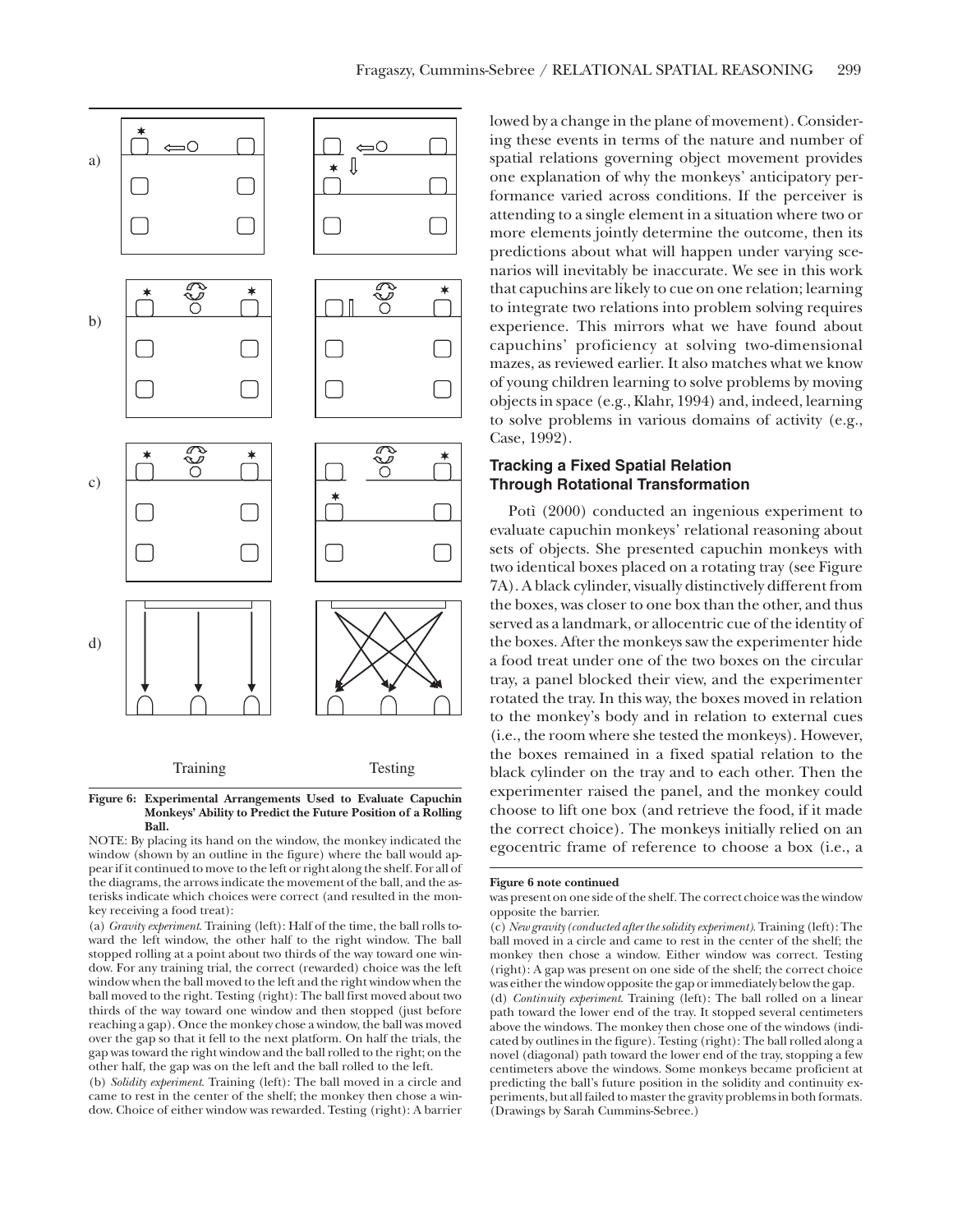a)

b)

c)

d)

Training

Testing

**Figure 6: Experimental Arrangements Used to Evaluate Capuchin Monkeys' Ability to Predict the Future Position of a Rolling Ball.**

NOTE: By placing its hand on the window, the monkey indicated the window (shown by an outline in the figure) where the ball would appear if it continued to move to the left or right along the shelf. For all of the diagrams, the arrows indicate the movement of the ball, and the asterisks indicate which choices were correct (and resulted in the monkey receiving a food treat):

(a) *Gravity experiment*. Training (left): Half of the time, the ball rolls toward the left window, the other half to the right window. The ball stopped rolling at a point about two thirds of the way toward one window. For any training trial, the correct (rewarded) choice was the left window when the ball moved to the left and the right window when the ball moved to the right. Testing (right): The ball first moved about two thirds of the way toward one window and then stopped (just before reaching a gap). Once the monkey chose a window, the ball was moved over the gap so that it fell to the next platform. On half the trials, the gap was toward the right window and the ball rolled to the right; on the other half, the gap was on the left and the ball rolled to the left.

(b) *Solidity experiment*. Training (left): The ball moved in a circle and came to rest in the center of the shelf; the monkey then chose a window. Choice of either window was rewarded. Testing (right): A barrier was present on one side of the shelf. The correct choice was the window opposite the barrier.

(c) *New gravity (conducted after the solidity experiment)*. Training (left): The ball moved in a circle and came to rest in the center of the shelf; the monkey then chose a window. Either window was correct. Testing (right): A gap was present on one side of the shelf; the correct choice was either the window opposite the gap or immediately below the gap.

(d) *Continuity experiment*. Training (left): The ball rolled on a linear path toward the lower end of the tray. It stopped several centimeters above the windows. The monkey then chose one of the windows (indicated by outlines in the figure). Testing (right): The ball rolled along a novel (diagonal) path toward the lower end of the tray, stopping a few centimeters above the windows. Some monkeys became proficient at predicting the ball's future position in the solidity and continuity experiments, but all failed to master the gravity problems in both formats. (Drawings by Sarah Cummins-Sebree.)

lowed by a change in the plane of movement). Considering these events in terms of the nature and number of spatial relations governing object movement provides one explanation of why the monkeys' anticipatory performance varied across conditions. If the perceiver is attending to a single element in a situation where two or more elements jointly determine the outcome, then its predictions about what will happen under varying scenarios will inevitably be inaccurate. We see in this work that capuchins are likely to cue on one relation; learning to integrate two relations into problem solving requires experience. This mirrors what we have found about capuchins' proficiency at solving two-dimensional mazes, as reviewed earlier. It also matches what we know of young children learning to solve problems by moving objects in space (e.g., Klahr, 1994) and, indeed, learning to solve problems in various domains of activity (e.g., Case, 1992).

### Tracking a Fixed Spatial Relation Through Rotational Transformation

Potì (2000) conducted an ingenious experiment to evaluate capuchin monkeys' relational reasoning about sets of objects. She presented capuchin monkeys with two identical boxes placed on a rotating tray (see Figure 7A). A black cylinder, visually distinctively different from the boxes, was closer to one box than the other, and thus served as a landmark, or allocentric cue of the identity of the boxes. After the monkeys saw the experimenter hide a food treat under one of the two boxes on the circular tray, a panel blocked their view, and the experimenter rotated the tray. In this way, the boxes moved in relation to the monkey's body and in relation to external cues (i.e., the room where she tested the monkeys). However, the boxes remained in a fixed spatial relation to the black cylinder on the tray and to each other. Then the experimenter raised the panel, and the monkey could choose to lift one box (and retrieve the food, if it made the correct choice). The monkeys initially relied on an egocentric frame of reference to choose a box (i.e., a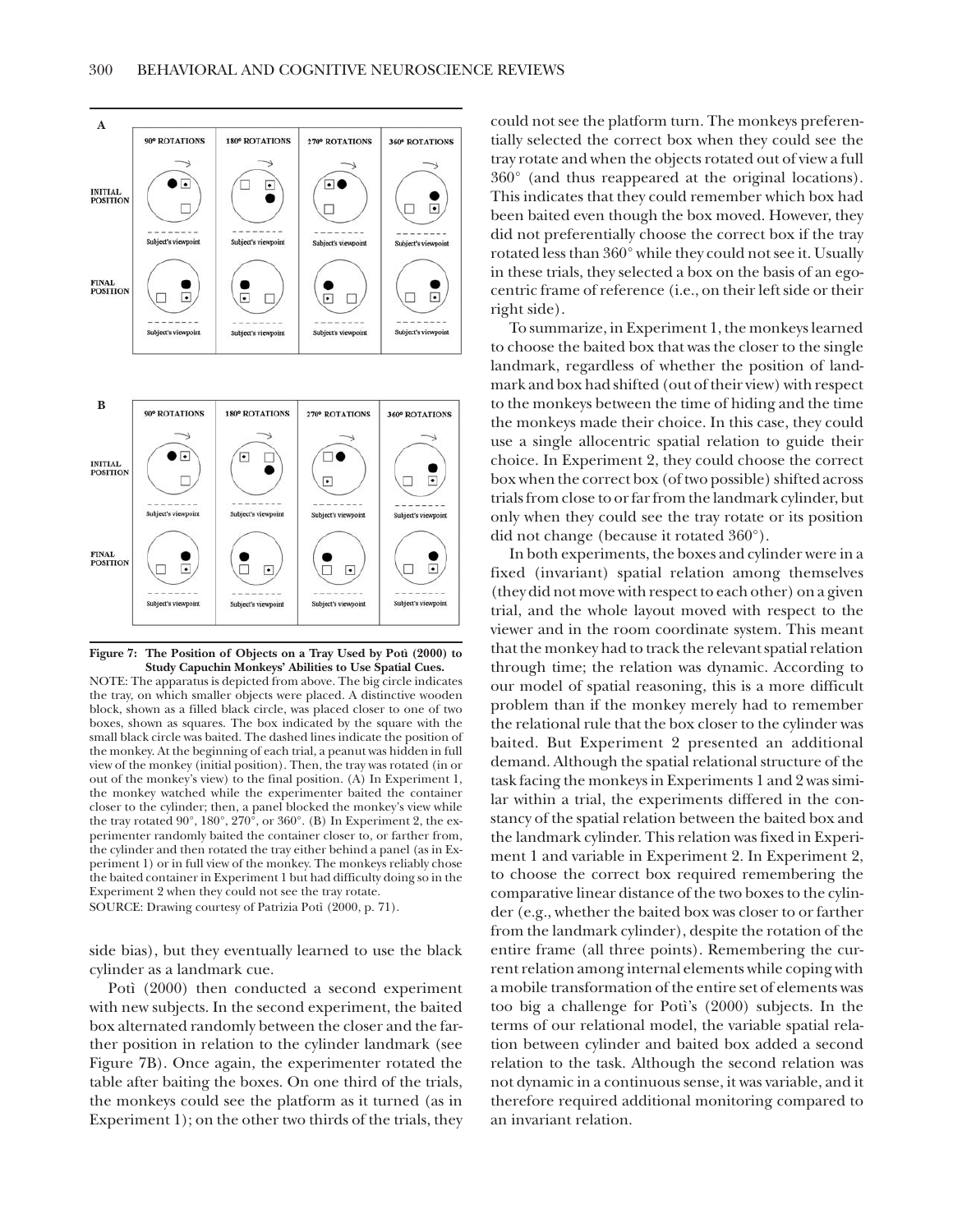**Figure 7: The Position of Objects on a Tray Used by Potì (2000) to Study Capuchin Monkeys' Abilities to Use Spatial Cues.**

NOTE: The apparatus is depicted from above. The big circle indicates the tray, on which smaller objects were placed. A distinctive wooden block, shown as a filled black circle, was placed closer to one of two boxes, shown as squares. The box indicated by the square with the small black circle was baited. The dashed lines indicate the position of the monkey. At the beginning of each trial, a peanut was hidden in full view of the monkey (initial position). Then, the tray was rotated (in or out of the monkey's view) to the final position. (A) In Experiment 1, the monkey watched while the experimenter baited the container closer to the cylinder; then, a panel blocked the monkey's view while the tray rotated 90°, 180°, 270°, or 360°. (B) In Experiment 2, the experimenter randomly baited the container closer to, or farther from, the cylinder and then rotated the tray either behind a panel (as in Experiment 1) or in full view of the monkey. The monkeys reliably chose the baited container in Experiment 1 but had difficulty doing so in the Experiment 2 when they could not see the tray rotate.

SOURCE: Drawing courtesy of Patrizia Potì (2000, p. 71).

side bias), but they eventually learned to use the black cylinder as a landmark cue.

Potì (2000) then conducted a second experiment with new subjects. In the second experiment, the baited box alternated randomly between the closer and the farther position in relation to the cylinder landmark (see Figure 7B). Once again, the experimenter rotated the table after baiting the boxes. On one third of the trials, the monkeys could see the platform as it turned (as in Experiment 1); on the other two thirds of the trials, they could not see the platform turn. The monkeys preferentially selected the correct box when they could see the tray rotate and when the objects rotated out of view a full 360° (and thus reappeared at the original locations). This indicates that they could remember which box had been baited even though the box moved. However, they did not preferentially choose the correct box if the tray rotated less than 360° while they could not see it. Usually in these trials, they selected a box on the basis of an egocentric frame of reference (i.e., on their left side or their right side).

To summarize, in Experiment 1, the monkeys learned to choose the baited box that was the closer to the single landmark, regardless of whether the position of landmark and box had shifted (out of their view) with respect to the monkeys between the time of hiding and the time the monkeys made their choice. In this case, they could use a single allocentric spatial relation to guide their choice. In Experiment 2, they could choose the correct box when the correct box (of two possible) shifted across trials from close to or far from the landmark cylinder, but only when they could see the tray rotate or its position did not change (because it rotated 360°).

In both experiments, the boxes and cylinder were in a fixed (invariant) spatial relation among themselves (they did not move with respect to each other) on a given trial, and the whole layout moved with respect to the viewer and in the room coordinate system. This meant that the monkey had to track the relevant spatial relation through time; the relation was dynamic. According to our model of spatial reasoning, this is a more difficult problem than if the monkey merely had to remember the relational rule that the box closer to the cylinder was baited. But Experiment 2 presented an additional demand. Although the spatial relational structure of the task facing the monkeys in Experiments 1 and 2 was similar within a trial, the experiments differed in the constancy of the spatial relation between the baited box and the landmark cylinder. This relation was fixed in Experiment 1 and variable in Experiment 2. In Experiment 2, to choose the correct box required remembering the comparative linear distance of the two boxes to the cylinder (e.g., whether the baited box was closer to or farther from the landmark cylinder), despite the rotation of the entire frame (all three points). Remembering the current relation among internal elements while coping with a mobile transformation of the entire set of elements was too big a challenge for Potì's (2000) subjects. In the terms of our relational model, the variable spatial relation between cylinder and baited box added a second relation to the task. Although the second relation was not dynamic in a continuous sense, it was variable, and it therefore required additional monitoring compared to an invariant relation.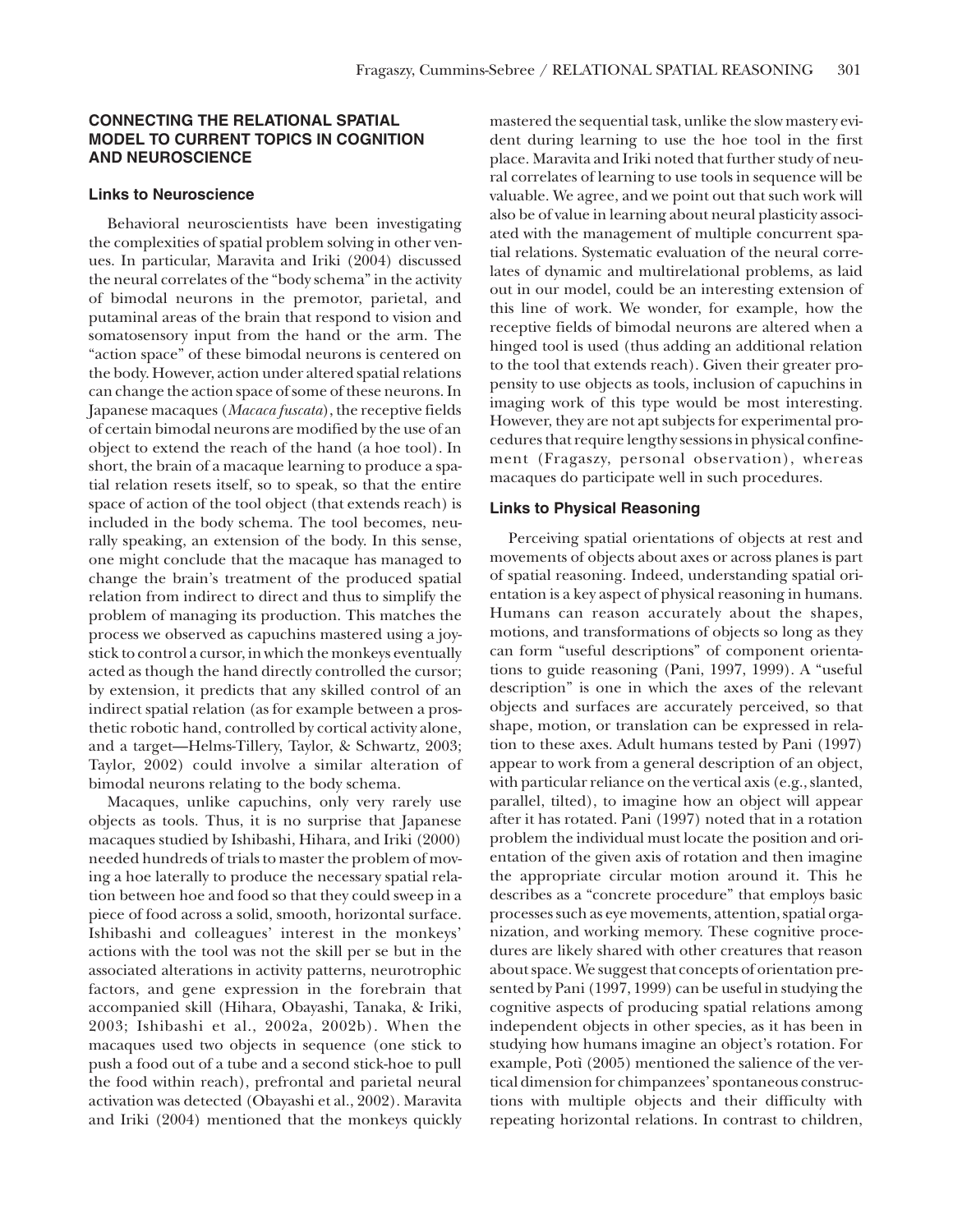## CONNECTING THE RELATIONAL SPATIAL MODEL TO CURRENT TOPICS IN COGNITION AND NEUROSCIENCE

### Links to Neuroscience

Behavioral neuroscientists have been investigating the complexities of spatial problem solving in other venues. In particular, Maravita and Iriki (2004) discussed the neural correlates of the "body schema" in the activity of bimodal neurons in the premotor, parietal, and putaminal areas of the brain that respond to vision and somatosensory input from the hand or the arm. The "action space" of these bimodal neurons is centered on the body. However, action under altered spatial relations can change the action space of some of these neurons. In Japanese macaques (*Macaca fuscata*), the receptive fields of certain bimodal neurons are modified by the use of an object to extend the reach of the hand (a hoe tool). In short, the brain of a macaque learning to produce a spatial relation resets itself, so to speak, so that the entire space of action of the tool object (that extends reach) is included in the body schema. The tool becomes, neurally speaking, an extension of the body. In this sense, one might conclude that the macaque has managed to change the brain's treatment of the produced spatial relation from indirect to direct and thus to simplify the problem of managing its production. This matches the process we observed as capuchins mastered using a joystick to control a cursor, in which the monkeys eventually acted as though the hand directly controlled the cursor; by extension, it predicts that any skilled control of an indirect spatial relation (as for example between a prosthetic robotic hand, controlled by cortical activity alone, and a target—Helms-Tillery, Taylor, & Schwartz, 2003; Taylor, 2002) could involve a similar alteration of bimodal neurons relating to the body schema.

Macaques, unlike capuchins, only very rarely use objects as tools. Thus, it is no surprise that Japanese macaques studied by Ishibashi, Hihara, and Iriki (2000) needed hundreds of trials to master the problem of moving a hoe laterally to produce the necessary spatial relation between hoe and food so that they could sweep in a piece of food across a solid, smooth, horizontal surface. Ishibashi and colleagues' interest in the monkeys' actions with the tool was not the skill per se but in the associated alterations in activity patterns, neurotrophic factors, and gene expression in the forebrain that accompanied skill (Hihara, Obayashi, Tanaka, & Iriki, 2003; Ishibashi et al., 2002a, 2002b). When the macaques used two objects in sequence (one stick to push a food out of a tube and a second stick-hoe to pull the food within reach), prefrontal and parietal neural activation was detected (Obayashi et al., 2002). Maravita and Iriki (2004) mentioned that the monkeys quickly mastered the sequential task, unlike the slow mastery evident during learning to use the hoe tool in the first place. Maravita and Iriki noted that further study of neural correlates of learning to use tools in sequence will be valuable. We agree, and we point out that such work will also be of value in learning about neural plasticity associated with the management of multiple concurrent spatial relations. Systematic evaluation of the neural correlates of dynamic and multirelational problems, as laid out in our model, could be an interesting extension of this line of work. We wonder, for example, how the receptive fields of bimodal neurons are altered when a hinged tool is used (thus adding an additional relation to the tool that extends reach). Given their greater propensity to use objects as tools, inclusion of capuchins in imaging work of this type would be most interesting. However, they are not apt subjects for experimental procedures that require lengthy sessions in physical confinement (Fragaszy, personal observation), whereas macaques do participate well in such procedures.

### Links to Physical Reasoning

Perceiving spatial orientations of objects at rest and movements of objects about axes or across planes is part of spatial reasoning. Indeed, understanding spatial orientation is a key aspect of physical reasoning in humans. Humans can reason accurately about the shapes, motions, and transformations of objects so long as they can form "useful descriptions" of component orientations to guide reasoning (Pani, 1997, 1999). A "useful description" is one in which the axes of the relevant objects and surfaces are accurately perceived, so that shape, motion, or translation can be expressed in relation to these axes. Adult humans tested by Pani (1997) appear to work from a general description of an object, with particular reliance on the vertical axis (e.g., slanted, parallel, tilted), to imagine how an object will appear after it has rotated. Pani (1997) noted that in a rotation problem the individual must locate the position and orientation of the given axis of rotation and then imagine the appropriate circular motion around it. This he describes as a "concrete procedure" that employs basic processes such as eye movements, attention, spatial organization, and working memory. These cognitive procedures are likely shared with other creatures that reason about space. We suggest that concepts of orientation presented by Pani (1997, 1999) can be useful in studying the cognitive aspects of producing spatial relations among independent objects in other species, as it has been in studying how humans imagine an object's rotation. For example, Potì (2005) mentioned the salience of the vertical dimension for chimpanzees' spontaneous constructions with multiple objects and their difficulty with repeating horizontal relations. In contrast to children,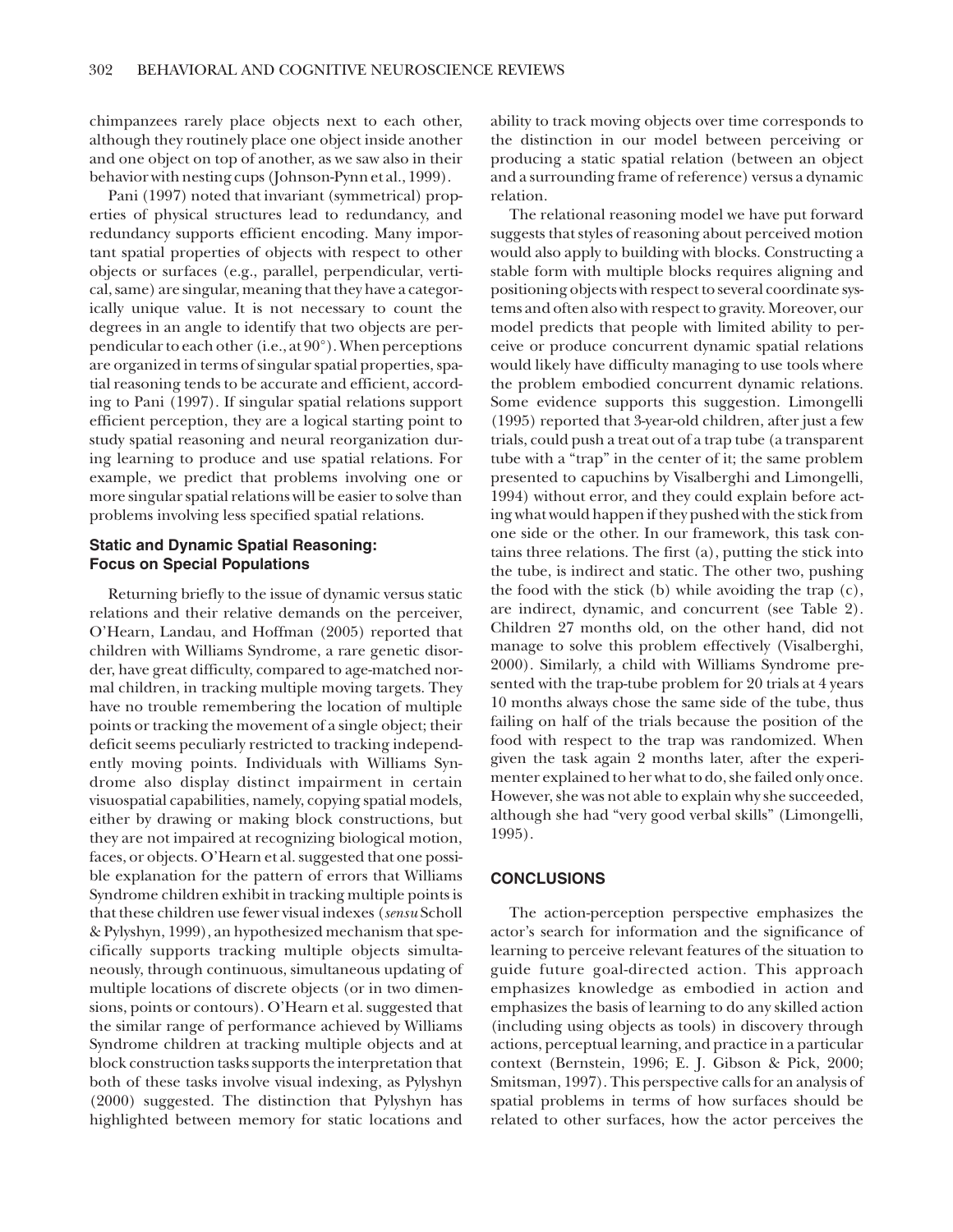chimpanzees rarely place objects next to each other, although they routinely place one object inside another and one object on top of another, as we saw also in their behavior with nesting cups (Johnson-Pynn et al., 1999).

Pani (1997) noted that invariant (symmetrical) properties of physical structures lead to redundancy, and redundancy supports efficient encoding. Many important spatial properties of objects with respect to other objects or surfaces (e.g., parallel, perpendicular, vertical, same) are singular, meaning that they have a categorically unique value. It is not necessary to count the degrees in an angle to identify that two objects are perpendicular to each other (i.e., at 90°). When perceptions are organized in terms of singular spatial properties, spatial reasoning tends to be accurate and efficient, according to Pani (1997). If singular spatial relations support efficient perception, they are a logical starting point to study spatial reasoning and neural reorganization during learning to produce and use spatial relations. For example, we predict that problems involving one or more singular spatial relations will be easier to solve than problems involving less specified spatial relations.

### Static and Dynamic Spatial Reasoning: Focus on Special Populations

Returning briefly to the issue of dynamic versus static relations and their relative demands on the perceiver, O'Hearn, Landau, and Hoffman (2005) reported that children with Williams Syndrome, a rare genetic disorder, have great difficulty, compared to age-matched normal children, in tracking multiple moving targets. They have no trouble remembering the location of multiple points or tracking the movement of a single object; their deficit seems peculiarly restricted to tracking independently moving points. Individuals with Williams Syndrome also display distinct impairment in certain visuospatial capabilities, namely, copying spatial models, either by drawing or making block constructions, but they are not impaired at recognizing biological motion, faces, or objects. O'Hearn et al. suggested that one possible explanation for the pattern of errors that Williams Syndrome children exhibit in tracking multiple points is that these children use fewer visual indexes (*sensu* Scholl & Pylyshyn, 1999), an hypothesized mechanism that specifically supports tracking multiple objects simultaneously, through continuous, simultaneous updating of multiple locations of discrete objects (or in two dimensions, points or contours). O'Hearn et al. suggested that the similar range of performance achieved by Williams Syndrome children at tracking multiple objects and at block construction tasks supports the interpretation that both of these tasks involve visual indexing, as Pylyshyn (2000) suggested. The distinction that Pylyshyn has highlighted between memory for static locations and ability to track moving objects over time corresponds to the distinction in our model between perceiving or producing a static spatial relation (between an object and a surrounding frame of reference) versus a dynamic relation.

The relational reasoning model we have put forward suggests that styles of reasoning about perceived motion would also apply to building with blocks. Constructing a stable form with multiple blocks requires aligning and positioning objects with respect to several coordinate systems and often also with respect to gravity. Moreover, our model predicts that people with limited ability to perceive or produce concurrent dynamic spatial relations would likely have difficulty managing to use tools where the problem embodied concurrent dynamic relations. Some evidence supports this suggestion. Limongelli (1995) reported that 3-year-old children, after just a few trials, could push a treat out of a trap tube (a transparent tube with a "trap" in the center of it; the same problem presented to capuchins by Visalberghi and Limongelli, 1994) without error, and they could explain before acting what would happen if they pushed with the stick from one side or the other. In our framework, this task contains three relations. The first (a), putting the stick into the tube, is indirect and static. The other two, pushing the food with the stick (b) while avoiding the trap (c), are indirect, dynamic, and concurrent (see Table 2). Children 27 months old, on the other hand, did not manage to solve this problem effectively (Visalberghi, 2000). Similarly, a child with Williams Syndrome presented with the trap-tube problem for 20 trials at 4 years 10 months always chose the same side of the tube, thus failing on half of the trials because the position of the food with respect to the trap was randomized. When given the task again 2 months later, after the experimenter explained to her what to do, she failed only once. However, she was not able to explain why she succeeded, although she had "very good verbal skills" (Limongelli, 1995).

## CONCLUSIONS

The action-perception perspective emphasizes the actor's search for information and the significance of learning to perceive relevant features of the situation to guide future goal-directed action. This approach emphasizes knowledge as embodied in action and emphasizes the basis of learning to do any skilled action (including using objects as tools) in discovery through actions, perceptual learning, and practice in a particular context (Bernstein, 1996; E. J. Gibson & Pick, 2000; Smitsman, 1997). This perspective calls for an analysis of spatial problems in terms of how surfaces should be related to other surfaces, how the actor perceives the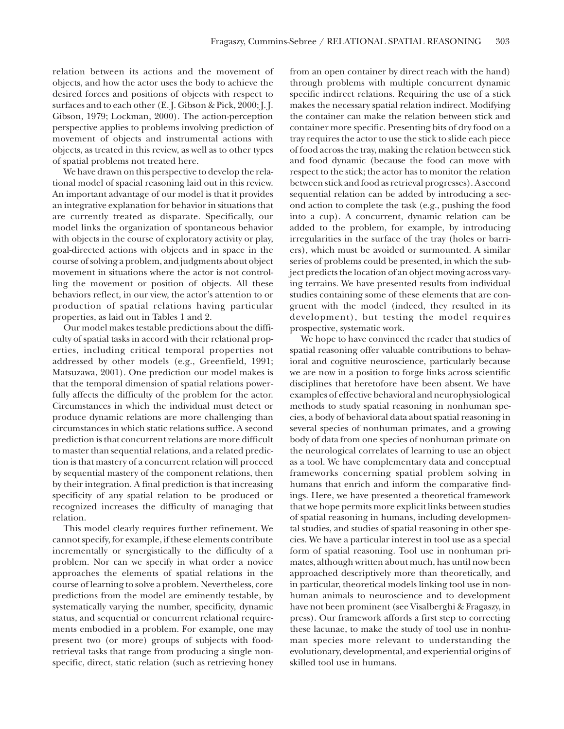relation between its actions and the movement of objects, and how the actor uses the body to achieve the desired forces and positions of objects with respect to surfaces and to each other (E. J. Gibson & Pick, 2000; J. J. Gibson, 1979; Lockman, 2000). The action-perception perspective applies to problems involving prediction of movement of objects and instrumental actions with objects, as treated in this review, as well as to other types of spatial problems not treated here.

We have drawn on this perspective to develop the relational model of spacial reasoning laid out in this review. An important advantage of our model is that it provides an integrative explanation for behavior in situations that are currently treated as disparate. Specifically, our model links the organization of spontaneous behavior with objects in the course of exploratory activity or play, goal-directed actions with objects and in space in the course of solving a problem, and judgments about object movement in situations where the actor is not controlling the movement or position of objects. All these behaviors reflect, in our view, the actor's attention to or production of spatial relations having particular properties, as laid out in Tables 1 and 2.

Our model makes testable predictions about the difficulty of spatial tasks in accord with their relational properties, including critical temporal properties not addressed by other models (e.g., Greenfield, 1991; Matsuzawa, 2001). One prediction our model makes is that the temporal dimension of spatial relations powerfully affects the difficulty of the problem for the actor. Circumstances in which the individual must detect or produce dynamic relations are more challenging than circumstances in which static relations suffice. A second prediction is that concurrent relations are more difficult to master than sequential relations, and a related prediction is that mastery of a concurrent relation will proceed by sequential mastery of the component relations, then by their integration. A final prediction is that increasing specificity of any spatial relation to be produced or recognized increases the difficulty of managing that relation.

This model clearly requires further refinement. We cannot specify, for example, if these elements contribute incrementally or synergistically to the difficulty of a problem. Nor can we specify in what order a novice approaches the elements of spatial relations in the course of learning to solve a problem. Nevertheless, core predictions from the model are eminently testable, by systematically varying the number, specificity, dynamic status, and sequential or concurrent relational requirements embodied in a problem. For example, one may present two (or more) groups of subjects with food-retrieval tasks that range from producing a single nonspecific, direct, static relation (such as retrieving honey from an open container by direct reach with the hand) through problems with multiple concurrent dynamic specific indirect relations. Requiring the use of a stick makes the necessary spatial relation indirect. Modifying the container can make the relation between stick and container more specific. Presenting bits of dry food on a tray requires the actor to use the stick to slide each piece of food across the tray, making the relation between stick and food dynamic (because the food can move with respect to the stick; the actor has to monitor the relation between stick and food as retrieval progresses). A second sequential relation can be added by introducing a second action to complete the task (e.g., pushing the food into a cup). A concurrent, dynamic relation can be added to the problem, for example, by introducing irregularities in the surface of the tray (holes or barriers), which must be avoided or surmounted. A similar series of problems could be presented, in which the subject predicts the location of an object moving across varying terrains. We have presented results from individual studies containing some of these elements that are congruent with the model (indeed, they resulted in its development), but testing the model requires prospective, systematic work.

We hope to have convinced the reader that studies of spatial reasoning offer valuable contributions to behavioral and cognitive neuroscience, particularly because we are now in a position to forge links across scientific disciplines that heretofore have been absent. We have examples of effective behavioral and neurophysiological methods to study spatial reasoning in nonhuman species, a body of behavioral data about spatial reasoning in several species of nonhuman primates, and a growing body of data from one species of nonhuman primate on the neurological correlates of learning to use an object as a tool. We have complementary data and conceptual frameworks concerning spatial problem solving in humans that enrich and inform the comparative findings. Here, we have presented a theoretical framework that we hope permits more explicit links between studies of spatial reasoning in humans, including developmental studies, and studies of spatial reasoning in other species. We have a particular interest in tool use as a special form of spatial reasoning. Tool use in nonhuman primates, although written about much, has until now been approached descriptively more than theoretically, and in particular, theoretical models linking tool use in nonhuman animals to neuroscience and to development have not been prominent (see Visalberghi & Fragaszy, in press). Our framework affords a first step to correcting these lacunae, to make the study of tool use in nonhuman species more relevant to understanding the evolutionary, developmental, and experiential origins of skilled tool use in humans.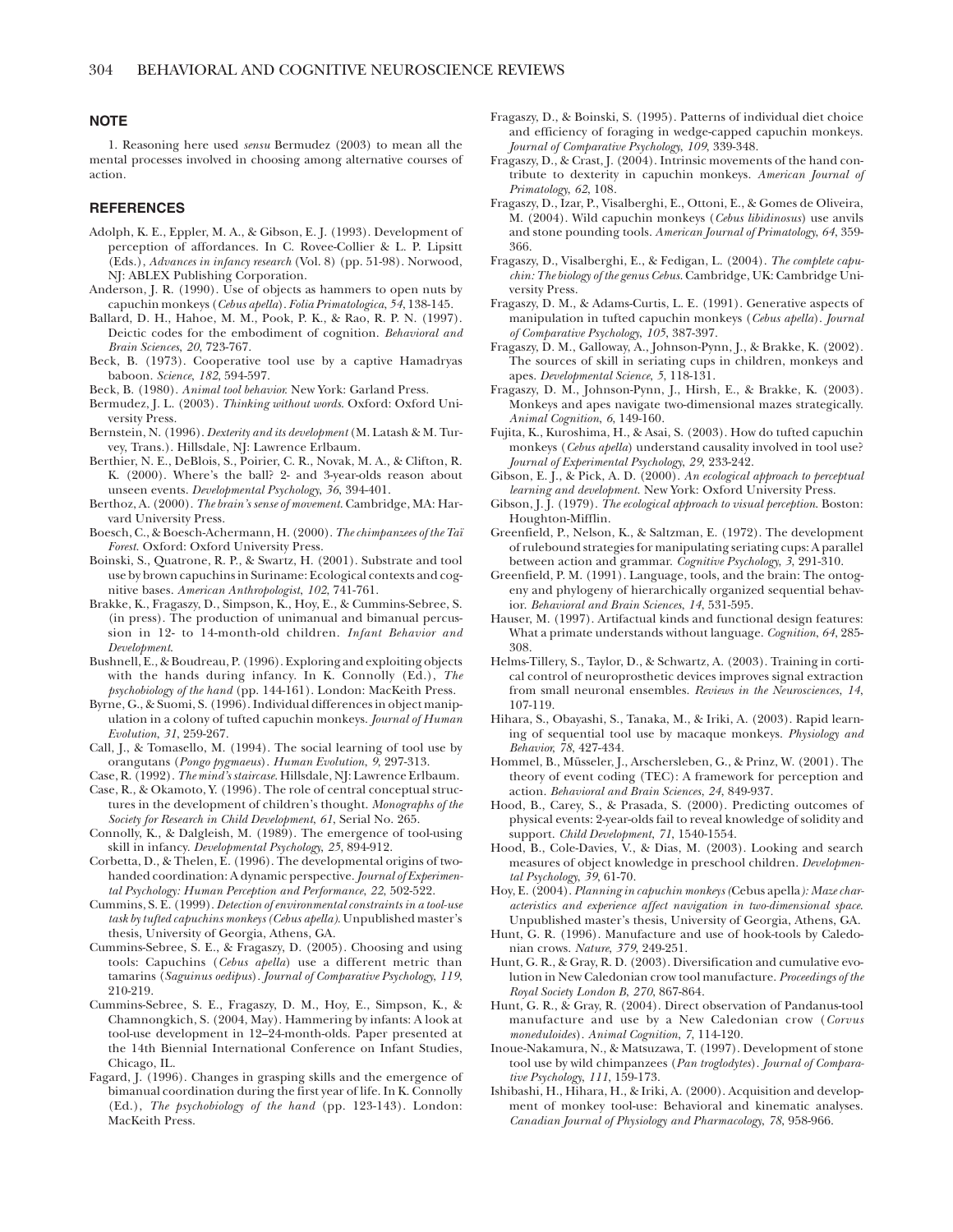## NOTE

1. Reasoning here used *sensu* Bermudez (2003) to mean all the mental processes involved in choosing among alternative courses of action.

## REFERENCES

Adolph, K. E., Eppler, M. A., & Gibson, E. J. (1993). Development of perception of affordances. In C. Rovee-Collier & L. P. Lipsitt (Eds.), *Advances in infancy research* (Vol. 8) (pp. 51-98). Norwood, NJ: ABLEX Publishing Corporation.

Anderson, J. R. (1990). Use of objects as hammers to open nuts by capuchin monkeys (*Cebus apella*). *Folia Primatologica*, *54*, 138-145.

Ballard, D. H., Hahoe, M. M., Pook, P. K., & Rao, R. P. N. (1997). Deictic codes for the embodiment of cognition. *Behavioral and Brain Sciences*, *20*, 723-767.

Beck, B. (1973). Cooperative tool use by a captive Hamadryas baboon. *Science*, *182*, 594-597.

Beck, B. (1980). *Animal tool behavior.* New York: Garland Press.

Bermudez, J. L. (2003). *Thinking without words.* Oxford: Oxford University Press.

Bernstein, N. (1996). *Dexterity and its development* (M. Latash & M. Turvey, Trans.). Hillsdale, NJ: Lawrence Erlbaum.

Berthier, N. E., DeBlois, S., Poirier, C. R., Novak, M. A., & Clifton, R. K. (2000). Where's the ball? 2- and 3-year-olds reason about unseen events. *Developmental Psychology*, *36*, 394-401.

Berthoz, A. (2000). *The brain's sense of movement.* Cambridge, MA: Harvard University Press.

Boesch, C., & Boesch-Achermann, H. (2000). *The chimpanzees of the Taï Forest.* Oxford: Oxford University Press.

Boinski, S., Quatrone, R. P., & Swartz, H. (2001). Substrate and tool use by brown capuchins in Suriname: Ecological contexts and cognitive bases. *American Anthropologist*, *102*, 741-761.

Brakke, K., Fragaszy, D., Simpson, K., Hoy, E., & Cummins-Sebree, S. (in press). The production of unimanual and bimanual percussion in 12- to 14-month-old children. *Infant Behavior and Development*.

Bushnell, E., & Boudreau, P. (1996). Exploring and exploiting objects with the hands during infancy. In K. Connolly (Ed.), *The psychobiology of the hand* (pp. 144-161). London: MacKeith Press.

Byrne, G., & Suomi, S. (1996). Individual differences in object manipulation in a colony of tufted capuchin monkeys. *Journal of Human Evolution*, *31*, 259-267.

Call, J., & Tomasello, M. (1994). The social learning of tool use by orangutans (*Pongo pygmaeus*). *Human Evolution*, *9*, 297-313.

Case, R. (1992). *The mind's staircase.* Hillsdale, NJ: Lawrence Erlbaum.

Case, R., & Okamoto, Y. (1996). The role of central conceptual structures in the development of children's thought. *Monographs of the Society for Research in Child Development*, *61*, Serial No. 265.

Connolly, K., & Dalgleish, M. (1989). The emergence of tool-using skill in infancy. *Developmental Psychology*, *25*, 894-912.

Corbetta, D., & Thelen, E. (1996). The developmental origins of two-handed coordination: A dynamic perspective. *Journal of Experimental Psychology: Human Perception and Performance*, *22*, 502-522.

Cummins, S. E. (1999). *Detection of environmental constraints in a tool-use task by tufted capuchins monkeys (Cebus apella).* Unpublished master's thesis, University of Georgia, Athens, GA.

Cummins-Sebree, S. E., & Fragaszy, D. (2005). Choosing and using tools: Capuchins (*Cebus apella*) use a different metric than tamarins (*Saguinus oedipus*). *Journal of Comparative Psychology*, *119*, 210-219.

Cummins-Sebree, S. E., Fragaszy, D. M., Hoy, E., Simpson, K., & Chamnongkich, S. (2004, May). Hammering by infants: A look at tool-use development in 12–24-month-olds. Paper presented at the 14th Biennial International Conference on Infant Studies, Chicago, IL.

Fagard, J. (1996). Changes in grasping skills and the emergence of bimanual coordination during the first year of life. In K. Connolly (Ed.), *The psychobiology of the hand* (pp. 123-143). London: MacKeith Press.

Fragaszy, D., & Boinski, S. (1995). Patterns of individual diet choice and efficiency of foraging in wedge-capped capuchin monkeys. *Journal of Comparative Psychology*, *109*, 339-348.

Fragaszy, D., & Crast, J. (2004). Intrinsic movements of the hand contribute to dexterity in capuchin monkeys. *American Journal of Primatology*, *62*, 108.

Fragaszy, D., Izar, P., Visalberghi, E., Ottoni, E., & Gomes de Oliveira, M. (2004). Wild capuchin monkeys (*Cebus libidinosus*) use anvils and stone pounding tools. *American Journal of Primatology*, *64*, 359-366.

Fragaszy, D., Visalberghi, E., & Fedigan, L. (2004). *The complete capuchin: The biology of the genus Cebus.* Cambridge, UK: Cambridge University Press.

Fragaszy, D. M., & Adams-Curtis, L. E. (1991). Generative aspects of manipulation in tufted capuchin monkeys (*Cebus apella*). *Journal of Comparative Psychology*, *105*, 387-397.

Fragaszy, D. M., Galloway, A., Johnson-Pynn, J., & Brakke, K. (2002). The sources of skill in seriating cups in children, monkeys and apes. *Developmental Science*, *5*, 118-131.

Fragaszy, D. M., Johnson-Pynn, J., Hirsh, E., & Brakke, K. (2003). Monkeys and apes navigate two-dimensional mazes strategically. *Animal Cognition*, *6*, 149-160.

Fujita, K., Kuroshima, H., & Asai, S. (2003). How do tufted capuchin monkeys (*Cebus apella*) understand causality involved in tool use? *Journal of Experimental Psychology*, *29*, 233-242.

Gibson, E. J., & Pick, A. D. (2000). *An ecological approach to perceptual learning and development.* New York: Oxford University Press.

Gibson, J. J. (1979). *The ecological approach to visual perception.* Boston: Houghton-Mifflin.

Greenfield, P., Nelson, K., & Saltzman, E. (1972). The development of rulebound strategies for manipulating seriating cups: A parallel between action and grammar. *Cognitive Psychology*, *3*, 291-310.

Greenfield, P. M. (1991). Language, tools, and the brain: The ontogeny and phylogeny of hierarchically organized sequential behavior. *Behavioral and Brain Sciences*, *14*, 531-595.

Hauser, M. (1997). Artifactual kinds and functional design features: What a primate understands without language. *Cognition*, *64*, 285-308.

Helms-Tillery, S., Taylor, D., & Schwartz, A. (2003). Training in cortical control of neuroprosthetic devices improves signal extraction from small neuronal ensembles. *Reviews in the Neurosciences*, *14*, 107-119.

Hihara, S., Obayashi, S., Tanaka, M., & Iriki, A. (2003). Rapid learning of sequential tool use by macaque monkeys. *Physiology and Behavior*, *78*, 427-434.

Hommel, B., Müsseler, J., Arschersleben, G., & Prinz, W. (2001). The theory of event coding (TEC): A framework for perception and action. *Behavioral and Brain Sciences*, *24*, 849-937.

Hood, B., Carey, S., & Prasada, S. (2000). Predicting outcomes of physical events: 2-year-olds fail to reveal knowledge of solidity and support. *Child Development*, *71*, 1540-1554.

Hood, B., Cole-Davies, V., & Dias, M. (2003). Looking and search measures of object knowledge in preschool children. *Developmental Psychology*, *39*, 61-70.

Hoy, E. (2004). *Planning in capuchin monkeys (*Cebus apella*): Maze characteristics and experience affect navigation in two-dimensional space.* Unpublished master's thesis, University of Georgia, Athens, GA.

Hunt, G. R. (1996). Manufacture and use of hook-tools by Caledonian crows. *Nature*, *379*, 249-251.

Hunt, G. R., & Gray, R. D. (2003). Diversification and cumulative evolution in New Caledonian crow tool manufacture. *Proceedings of the Royal Society London B*, *270*, 867-864.

Hunt, G. R., & Gray, R. D. (2004). Direct observation of Pandanus-tool manufacture and use by a New Caledonian crow (*Corvus moneduloides*). *Animal Cognition*, *7*, 114-120.

Inoue-Nakamura, N., & Matsuzawa, T. (1997). Development of stone tool use by wild chimpanzees (*Pan troglodytes*). *Journal of Comparative Psychology*, *111*, 159-173.

Ishibashi, H., Hihara, H., & Iriki, A. (2000). Acquisition and development of monkey tool-use: Behavioral and kinematic analyses. *Canadian Journal of Physiology and Pharmacology*, *78*, 958-966.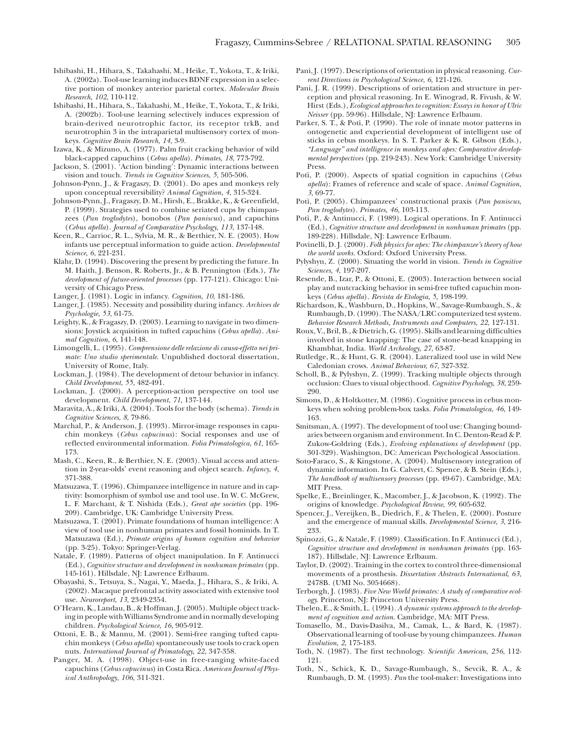Ishibashi, H., Hihara, S., Takahashi, M., Heike, T., Yokota, T., & Iriki, A. (2002a). Tool-use learning induces BDNF expression in a selective portion of monkey anterior parietal cortex. *Molecular Brain Research*, *102*, 110-112.

Ishibashi, H., Hihara, S., Takahashi, M., Heike, T., Yokota, T., & Iriki, A. (2002b). Tool-use learning selectively induces expression of brain-derived neurotrophic factor, its receptor trkB, and neurotrophin 3 in the intraparietal multisensory cortex of monkeys. *Cognitive Brain Research*, *14*, 3-9.

Izawa, K., & Mizuno, A. (1977). Palm fruit cracking behavior of wild black-capped capuchins (*Cebus apella*). *Primates*, *18*, 773-792.

Jackson, S. (2001). 'Action binding': Dynamic interactions between vision and touch. *Trends in Cognitive Sciences*, *5*, 505-506.

Johnson-Pynn, J., & Fragaszy, D. (2001). Do apes and monkeys rely upon conceptual reversibility? *Animal Cognition*, *4*, 315-324.

Johnson-Pynn, J., Fragaszy, D. M., Hirsh, E., Brakke, K., & Greenfield, P. (1999). Strategies used to combine seriated cups by chimpanzees (*Pan troglodytes*), bonobos (*Pan paniscus*), and capuchins (*Cebus apella*). *Journal of Comparative Psychology*, *113*, 137-148.

Keen, R., Carrioc, R. L., Sylvia, M. R., & Berthier, N. E. (2003). How infants use perceptual information to guide action. *Developmental Science*, *6*, 221-231.

Klahr, D. (1994). Discovering the present by predicting the future. In M. Haith, J. Benson, R. Roberts, Jr., & B. Pennington (Eds.), *The development of future-oriented processes* (pp. 177-121). Chicago: University of Chicago Press.

Langer, J. (1981). Logic in infancy. *Cognition*, *10*, 181-186.

Langer, J. (1985). Necessity and possibility during infancy. *Archives de Psychologie*, *53*, 61-75.

Leighty, K., & Fragaszy, D. (2003). Learning to navigate in two dimensions: Joystick acquisition in tufted capuchins (*Cebus apella*). *Animal Cognition*, *6*, 141-148.

Limongelli, L. (1995). *Comprensione delle relazione di causa-effetto nei primate: Uno studio sperimentale*. Unpublished doctoral dissertation, University of Rome, Italy.

Lockman, J. (1984). The development of detour behavior in infancy. *Child Development*, *55*, 482-491.

Lockman, J. (2000). A perception-action perspective on tool use development. *Child Development*, *71*, 137-144.

Maravita, A., & Iriki, A. (2004). Tools for the body (schema). *Trends in Cognitive Sciences*, *8*, 79-86.

Marchal, P., & Anderson, J. (1993). Mirror-image responses in capuchin monkeys (*Cebus capucinus*): Social responses and use of reflected environmental information. *Folia Primatologica*, *61*, 165-173.

Mash, C., Keen, R., & Berthier, N. E. (2003). Visual access and attention in 2-year-olds' event reasoning and object search. *Infancy*, *4*, 371-388.

Matsuzawa, T. (1996). Chimpanzee intelligence in nature and in captivity: Isomorphism of symbol use and tool use. In W. C. McGrew, L. F. Marchant, & T. Nishida (Eds.), *Great ape societies* (pp. 196-209). Cambridge, UK: Cambridge University Press.

Matsuzawa, T. (2001). Primate foundations of human intelligence: A view of tool use in nonhuman primates and fossil hominids. In T. Matsuzawa (Ed.), *Primate origins of human cognition and behavior* (pp. 3-25). Tokyo: Springer-Verlag.

Natale, F. (1989). Patterns of object manipulation. In F. Antinucci (Ed.), *Cognitive structure and development in nonhuman primates* (pp. 145-161). Hillsdale, NJ: Lawrence Erlbaum.

Obayashi, S., Tetsuya, S., Nagai, Y., Maeda, J., Hihara, S., & Iriki, A. (2002). Macaque prefrontal activity associated with extensive tool use. *Neuroreport*, *13*, 2349-2354.

O'Hearn, K., Landau, B., & Hoffman, J. (2005). Multiple object tracking in people with Williams Syndrome and in normally developing children. *Psychological Science*, *16*, 905-912.

Ottoni, E. B., & Mannu, M. (2001). Semi-free ranging tufted capuchin monkeys (*Cebus apella*) spontaneously use tools to crack open nuts. *International Journal of Primatology*, *22*, 347-358.

Panger, M. A. (1998). Object-use in free-ranging white-faced capuchins (*Cebus capucinus*) in Costa Rica. *American Journal of Physical Anthropology*, *106*, 311-321.

Pani, J. (1997). Descriptions of orientation in physical reasoning. *Current Directions in Psychological Science*, *6*, 121-126.

Pani, J. R. (1999). Descriptions of orientation and structure in perception and physical reasoning. In E. Winograd, R. Fivush, & W. Hirst (Eds.), *Ecological approaches to cognition: Essays in honor of Ulric Neisser* (pp. 59-96). Hillsdale, NJ: Lawrence Erlbaum.

Parker, S. T., & Potì, P. (1990). The role of innate motor patterns in ontogenetic and experiential development of intelligent use of sticks in cebus monkeys. In S. T. Parker & K. R. Gibson (Eds.), *"Language" and intelligence in monkeys and apes: Comparative developmental perspectives* (pp. 219-243). New York: Cambridge University Press.

Potì, P. (2000). Aspects of spatial cognition in capuchins (*Cebus apella*): Frames of reference and scale of space. *Animal Cognition*, *3*, 69-77.

Potì, P. (2005). Chimpanzees' constructional praxis (*Pan paniscus*, *Pan troglodytes*). *Primates*, *46*, 103-113.

Potì, P., & Antinucci, F. (1989). Logical operations. In F. Antinucci (Ed.), *Cognitive structure and development in nonhuman primates* (pp. 189-228). Hillsdale, NJ: Lawrence Erlbaum.

Povinelli, D. J. (2000). *Folk physics for apes: The chimpanzee's theory of how the world works*. Oxford: Oxford University Press.

Pylyshyn, Z. (2000). Situating the world in vision. *Trends in Cognitive Sciences*, *4*, 197-207.

Resende, B., Izar, P., & Ottoni, E. (2003). Interaction between social play and nutcracking behavior in semi-free tufted capuchin monkeys (*Cebus apella*). *Revista de Etologia*, *5*, 198-199.

Richardson, K., Washburn, D., Hopkins, W., Savage-Rumbaugh, S., & Rumbaugh, D. (1990). The NASA/LRC computerized test system. *Behavior Research Methods, Instruments and Computers*, *22*, 127-131.

Roux, V., Bril, B., & Dietrich, G. (1995). Skills and learning difficulties involved in stone knapping: The case of stone-bead knapping in Khambhat, India. *World Archeology*, *27*, 63-87.

Rutledge, R., & Hunt, G. R. (2004). Lateralized tool use in wild New Caledonian crows. *Animal Behaviour*, *67*, 327-332.

Scholl, B., & Pylyshyn, Z. (1999). Tracking multiple objects through occlusion: Clues to visual objecthood. *Cognitive Psychology*, *38*, 259-290.

Simons, D., & Holtkotter, M. (1986). Cognitive process in cebus monkeys when solving problem-box tasks. *Folia Primatologica*, *46*, 149-163.

Smitsman, A. (1997). The development of tool use: Changing boundaries between organism and environment. In C. Denton-Read & P. Zukow-Goldring (Eds.), *Evolving explanations of development* (pp. 301-329). Washington, DC: American Psychological Association.

Soto-Faraco, S., & Kingstone, A. (2004). Multisensory integration of dynamic information. In G. Calvert, C. Spence, & B. Stein (Eds.), *The handbook of multisensory processes* (pp. 49-67). Cambridge, MA: MIT Press.

Spelke, E., Breinlinger, K., Macomber, J., & Jacobson, K. (1992). The origins of knowledge. *Psychological Review*, *99*, 605-632.

Spencer, J., Vereijken, B., Diedrich, F., & Thelen, E. (2000). Posture and the emergence of manual skills. *Developmental Science*, *3*, 216-233.

Spinozzi, G., & Natale, F. (1989). Classification. In F. Antinucci (Ed.), *Cognitive structure and development in nonhuman primates* (pp. 163-187). Hillsdale, NJ: Lawrence Erlbaum.

Taylor, D. (2002). Training in the cortex to control three-dimensional movements of a prosthesis. *Dissertation Abstracts International*, *63*, 2478B. (UMI No. 3054668).

Terborgh, J. (1983). *Five New World primates: A study of comparative ecology*. Princeton, NJ: Princeton University Press.

Thelen, E., & Smith, L. (1994). *A dynamic systems approach to the development of cognition and action*. Cambridge, MA: MIT Press.

Tomasello, M., Davis-Dasilva, M., Camak, L., & Bard, K. (1987). Observational learning of tool-use by young chimpanzees. *Human Evolution*, *2*, 175-183.

Toth, N. (1987). The first technology. *Scientific American*, *256*, 112-121.

Toth, N., Schick, K. D., Savage-Rumbaugh, S., Sevcik, R. A., & Rumbaugh, D. M. (1993). *Pan* the tool-maker: Investigations into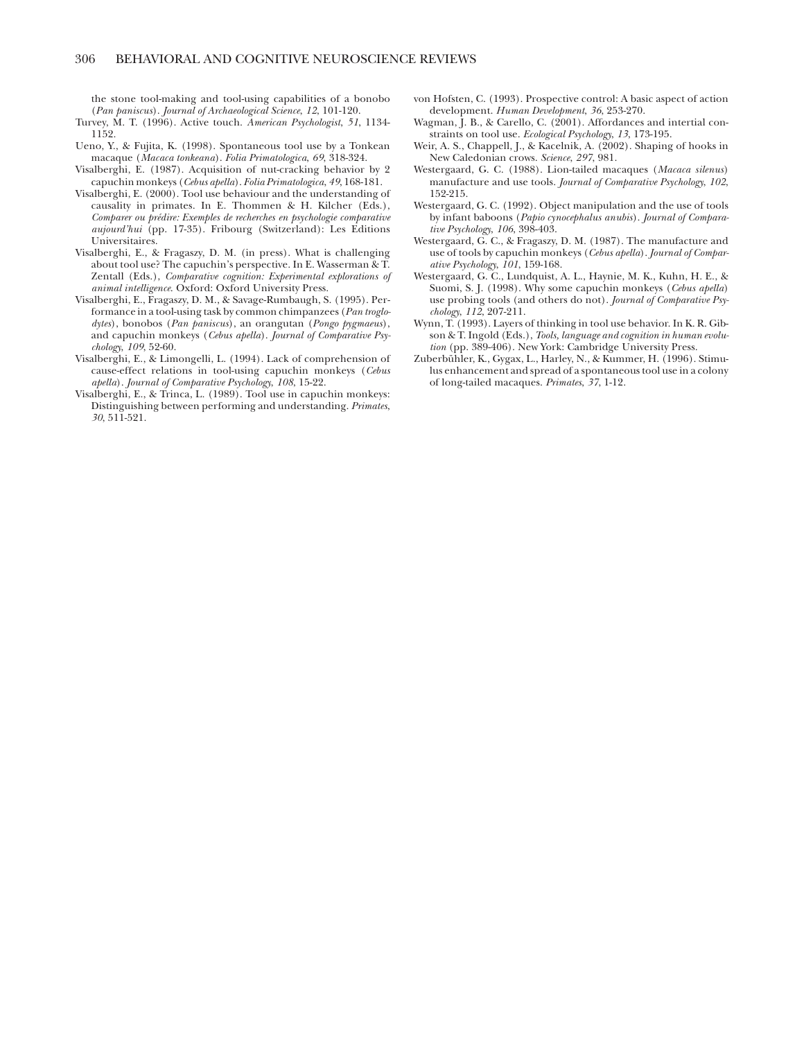the stone tool-making and tool-using capabilities of a bonobo (*Pan paniscus*). *Journal of Archaeological Science*, *12*, 101-120.

Turvey, M. T. (1996). Active touch. *American Psychologist*, *51*, 1134-1152.

Ueno, Y., & Fujita, K. (1998). Spontaneous tool use by a Tonkean macaque (*Macaca tonkeana*). *Folia Primatologica*, *69*, 318-324.

Visalberghi, E. (1987). Acquisition of nut-cracking behavior by 2 capuchin monkeys (*Cebus apella*). *Folia Primatologica*, *49*, 168-181.

Visalberghi, E. (2000). Tool use behaviour and the understanding of causality in primates. In E. Thommen & H. Kilcher (Eds.), *Comparer ou prédire: Exemples de recherches en psychologie comparative aujourd'hui* (pp. 17-35). Fribourg (Switzerland): Les Editions Universitaires.

Visalberghi, E., & Fragaszy, D. M. (in press). What is challenging about tool use? The capuchin's perspective. In E. Wasserman & T. Zentall (Eds.), *Comparative cognition: Experimental explorations of animal intelligence*. Oxford: Oxford University Press.

Visalberghi, E., Fragaszy, D. M., & Savage-Rumbaugh, S. (1995). Performance in a tool-using task by common chimpanzees (*Pan troglodytes*), bonobos (*Pan paniscus*), an orangutan (*Pongo pygmaeus*), and capuchin monkeys (*Cebus apella*). *Journal of Comparative Psychology*, *109*, 52-60.

Visalberghi, E., & Limongelli, L. (1994). Lack of comprehension of cause-effect relations in tool-using capuchin monkeys (*Cebus apella*). *Journal of Comparative Psychology*, *108*, 15-22.

Visalberghi, E., & Trinca, L. (1989). Tool use in capuchin monkeys: Distinguishing between performing and understanding. *Primates*, *30*, 511-521.

von Hofsten, C. (1993). Prospective control: A basic aspect of action development. *Human Development*, *36*, 253-270.

Wagman, J. B., & Carello, C. (2001). Affordances and intertial constraints on tool use. *Ecological Psychology*, *13*, 173-195.

Weir, A. S., Chappell, J., & Kacelnik, A. (2002). Shaping of hooks in New Caledonian crows. *Science*, *297*, 981.

Westergaard, G. C. (1988). Lion-tailed macaques (*Macaca silenus*) manufacture and use tools. *Journal of Comparative Psychology*, *102*, 152-215.

Westergaard, G. C. (1992). Object manipulation and the use of tools by infant baboons (*Papio cynocephalus anubis*). *Journal of Comparative Psychology*, *106*, 398-403.

Westergaard, G. C., & Fragaszy, D. M. (1987). The manufacture and use of tools by capuchin monkeys (*Cebus apella*). *Journal of Comparative Psychology*, *101*, 159-168.

Westergaard, G. C., Lundquist, A. L., Haynie, M. K., Kuhn, H. E., & Suomi, S. J. (1998). Why some capuchin monkeys (*Cebus apella*) use probing tools (and others do not). *Journal of Comparative Psychology*, *112*, 207-211.

Wynn, T. (1993). Layers of thinking in tool use behavior. In K. R. Gibson & T. Ingold (Eds.), *Tools, language and cognition in human evolution* (pp. 389-406). New York: Cambridge University Press.

Zuberbühler, K., Gygax, L., Harley, N., & Kummer, H. (1996). Stimulus enhancement and spread of a spontaneous tool use in a colony of long-tailed macaques. *Primates*, *37*, 1-12.